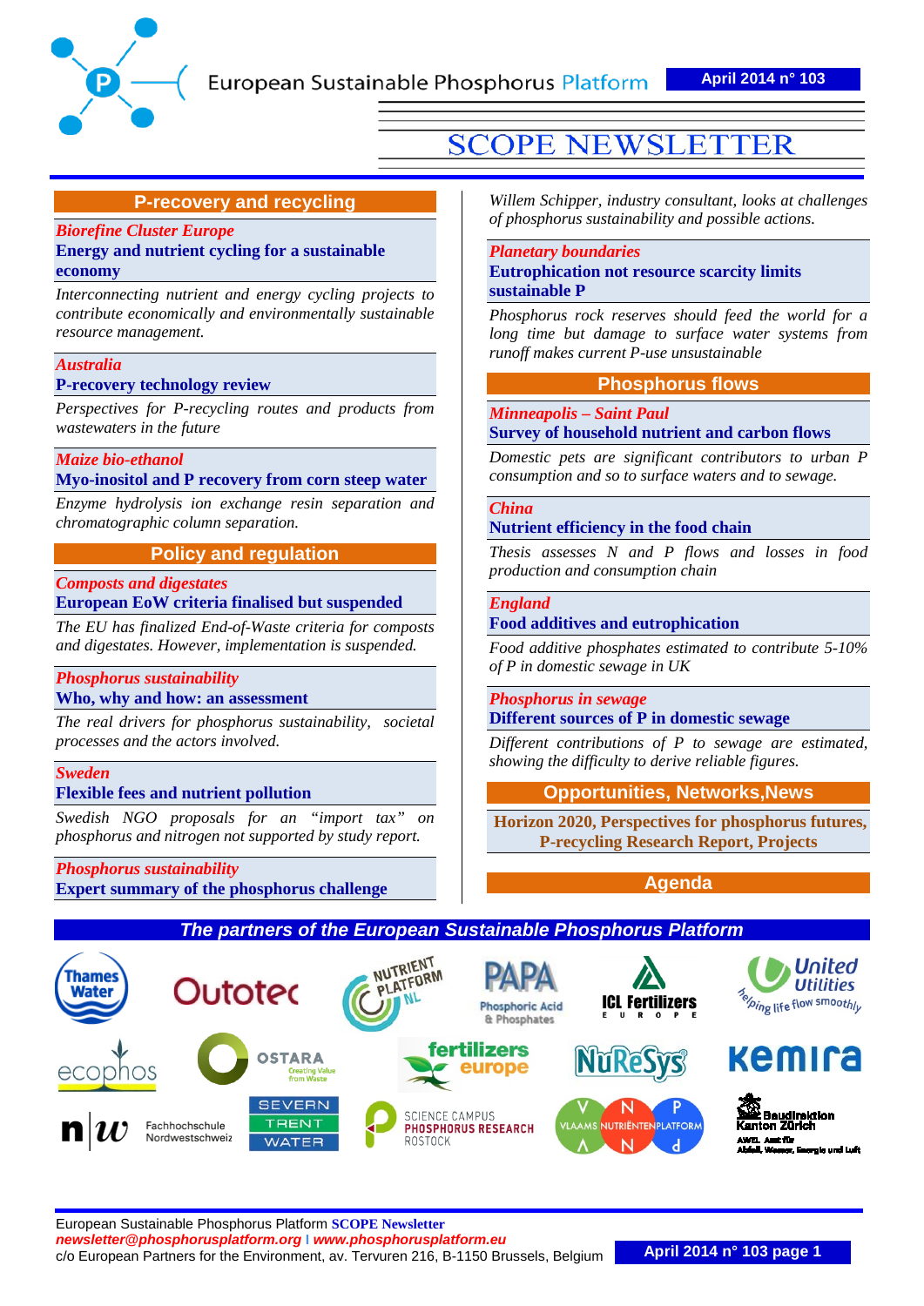European Sustainable Phosphorus Platform

April 2014 n° 103

# SCOPE NEWSLETTER

## P-recovery and recycling

*Biorefine Cluster Europe*
**Energy and nutrient cycling for a sustainable economy**

*Interconnecting nutrient and energy cycling projects to contribute economically and environmentally sustainable resource management.*

*Australia*
**P-recovery technology review**

*Perspectives for P-recycling routes and products from wastewaters in the future*

*Maize bio-ethanol*
**Myo-inositol and P recovery from corn steep water**

*Enzyme hydrolysis ion exchange resin separation and chromatographic column separation.*

## Policy and regulation

*Composts and digestates*
**European EoW criteria finalised but suspended**

*The EU has finalized End-of-Waste criteria for composts and digestates. However, implementation is suspended.*

*Phosphorus sustainability*
**Who, why and how: an assessment**

*The real drivers for phosphorus sustainability, societal processes and the actors involved.*

*Sweden*
**Flexible fees and nutrient pollution**

*Swedish NGO proposals for an "import tax" on phosphorus and nitrogen not supported by study report.*

*Phosphorus sustainability*
**Expert summary of the phosphorus challenge**

*Willem Schipper, industry consultant, looks at challenges of phosphorus sustainability and possible actions.*

*Planetary boundaries*
**Eutrophication not resource scarcity limits sustainable P**

*Phosphorus rock reserves should feed the world for a long time but damage to surface water systems from runoff makes current P-use unsustainable*

## Phosphorus flows

*Minneapolis – Saint Paul*
**Survey of household nutrient and carbon flows**

*Domestic pets are significant contributors to urban P consumption and so to surface waters and to sewage.*

*China*
**Nutrient efficiency in the food chain**

*Thesis assesses N and P flows and losses in food production and consumption chain*

*England*
**Food additives and eutrophication**

*Food additive phosphates estimated to contribute 5-10% of P in domestic sewage in UK*

*Phosphorus in sewage*
**Different sources of P in domestic sewage**

*Different contributions of P to sewage are estimated, showing the difficulty to derive reliable figures.*

## Opportunities, Networks, News

**Horizon 2020, Perspectives for phosphorus futures, P-recycling Research Report, Projects**

## Agenda

## *The partners of the European Sustainable Phosphorus Platform*

Thames Water, Outotec, Nutrient Platform NL, PAPA Phosphoric Acid & Phosphates, ICL Fertilizers Europe, United Utilities, Ecophos, Ostara, Fertilizers Europe, NuReSys, Kemira, Fachhochschule Nordwestschweiz, Severn Trent Water, Science Campus Phosphorus Research Rostock, Vlaams Nutriënten Platform, Baudirektion Kanton Zürich AWEL Amt für Abfall, Wasser, Energie und Luft

European Sustainable Phosphorus Platform **SCOPE Newsletter**
*newsletter@phosphorusplatform.org* | *www.phosphorusplatform.eu*
c/o European Partners for the Environment, av. Tervuren 216, B-1150 Brussels, Belgium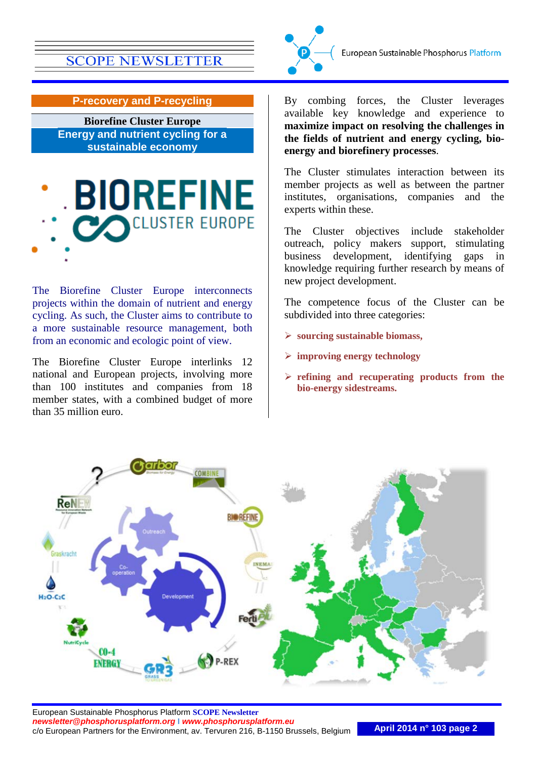## P-recovery and P-recycling

### Biorefine Cluster Europe

### Energy and nutrient cycling for a sustainable economy

The Biorefine Cluster Europe interconnects projects within the domain of nutrient and energy cycling. As such, the Cluster aims to contribute to a more sustainable resource management, both from an economic and ecologic point of view.

The Biorefine Cluster Europe interlinks 12 national and European projects, involving more than 100 institutes and companies from 18 member states, with a combined budget of more than 35 million euro.

By combing forces, the Cluster leverages available key knowledge and experience to **maximize impact on resolving the challenges in the fields of nutrient and energy cycling, bio-energy and biorefinery processes**.

The Cluster stimulates interaction between its member projects as well as between the partner institutes, organisations, companies and the experts within these.

The Cluster objectives include stakeholder outreach, policy makers support, stimulating business development, identifying gaps in knowledge requiring further research by means of new project development.

The competence focus of the Cluster can be subdivided into three categories:

- **sourcing sustainable biomass,**
- **improving energy technology**
- **refining and recuperating products from the bio-energy sidestreams.**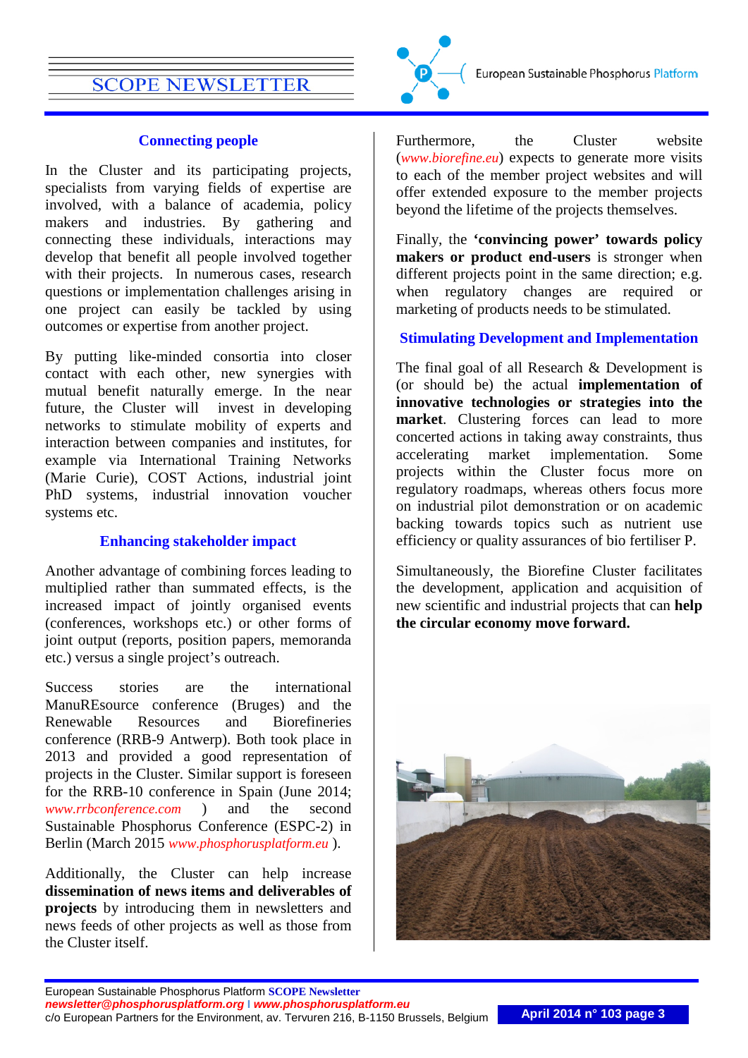## Connecting people

In the Cluster and its participating projects, specialists from varying fields of expertise are involved, with a balance of academia, policy makers and industries. By gathering and connecting these individuals, interactions may develop that benefit all people involved together with their projects. In numerous cases, research questions or implementation challenges arising in one project can easily be tackled by using outcomes or expertise from another project.

By putting like-minded consortia into closer contact with each other, new synergies with mutual benefit naturally emerge. In the near future, the Cluster will invest in developing networks to stimulate mobility of experts and interaction between companies and institutes, for example via International Training Networks (Marie Curie), COST Actions, industrial joint PhD systems, industrial innovation voucher systems etc.

## Enhancing stakeholder impact

Another advantage of combining forces leading to multiplied rather than summated effects, is the increased impact of jointly organised events (conferences, workshops etc.) or other forms of joint output (reports, position papers, memoranda etc.) versus a single project's outreach.

Success stories are the international ManuREsource conference (Bruges) and the Renewable Resources and Biorefineries conference (RRB-9 Antwerp). Both took place in 2013 and provided a good representation of projects in the Cluster. Similar support is foreseen for the RRB-10 conference in Spain (June 2014; *www.rrbconference.com* ) and the second Sustainable Phosphorus Conference (ESPC-2) in Berlin (March 2015 *www.phosphorusplatform.eu* ).

Additionally, the Cluster can help increase **dissemination of news items and deliverables of projects** by introducing them in newsletters and news feeds of other projects as well as those from the Cluster itself.

Furthermore, the Cluster website (*www.biorefine.eu*) expects to generate more visits to each of the member project websites and will offer extended exposure to the member projects beyond the lifetime of the projects themselves.

Finally, the **'convincing power' towards policy makers or product end-users** is stronger when different projects point in the same direction; e.g. when regulatory changes are required or marketing of products needs to be stimulated.

## Stimulating Development and Implementation

The final goal of all Research & Development is (or should be) the actual **implementation of innovative technologies or strategies into the market**. Clustering forces can lead to more concerted actions in taking away constraints, thus accelerating market implementation. Some projects within the Cluster focus more on regulatory roadmaps, whereas others focus more on industrial pilot demonstration or on academic backing towards topics such as nutrient use efficiency or quality assurances of bio fertiliser P.

Simultaneously, the Biorefine Cluster facilitates the development, application and acquisition of new scientific and industrial projects that can **help the circular economy move forward.**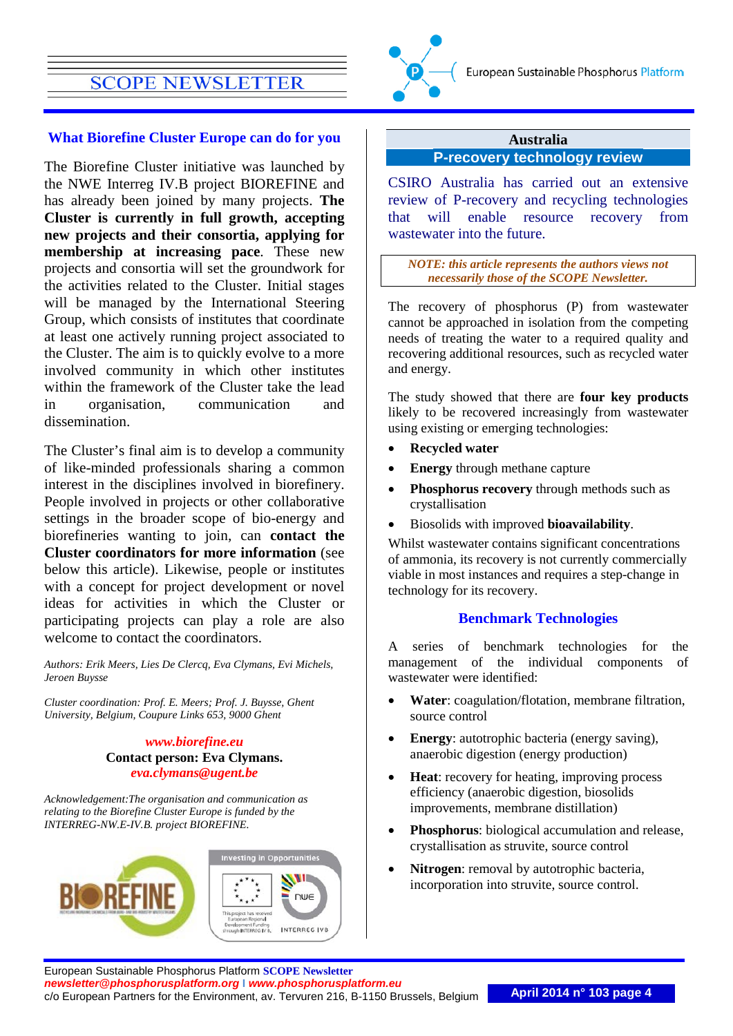## What Biorefine Cluster Europe can do for you

The Biorefine Cluster initiative was launched by the NWE Interreg IV.B project BIOREFINE and has already been joined by many projects. **The Cluster is currently in full growth, accepting new projects and their consortia, applying for membership at increasing pace**. These new projects and consortia will set the groundwork for the activities related to the Cluster. Initial stages will be managed by the International Steering Group, which consists of institutes that coordinate at least one actively running project associated to the Cluster. The aim is to quickly evolve to a more involved community in which other institutes within the framework of the Cluster take the lead in organisation, communication and dissemination.

The Cluster's final aim is to develop a community of like-minded professionals sharing a common interest in the disciplines involved in biorefinery. People involved in projects or other collaborative settings in the broader scope of bio-energy and biorefineries wanting to join, can **contact the Cluster coordinators for more information** (see below this article). Likewise, people or institutes with a concept for project development or novel ideas for activities in which the Cluster or participating projects can play a role are also welcome to contact the coordinators.

*Authors: Erik Meers, Lies De Clercq, Eva Clymans, Evi Michels, Jeroen Buysse*

*Cluster coordination: Prof. E. Meers; Prof. J. Buysse, Ghent University, Belgium, Coupure Links 653, 9000 Ghent*

***www.biorefine.eu***
**Contact person: Eva Clymans.**
***eva.clymans@ugent.be***

*Acknowledgement:The organisation and communication as relating to the Biorefine Cluster Europe is funded by the INTERREG-NW.E-IV.B. project BIOREFINE.*

## Australia
## P-recovery technology review

CSIRO Australia has carried out an extensive review of P-recovery and recycling technologies that will enable resource recovery from wastewater into the future.

*NOTE: this article represents the authors views not necessarily those of the SCOPE Newsletter.*

The recovery of phosphorus (P) from wastewater cannot be approached in isolation from the competing needs of treating the water to a required quality and recovering additional resources, such as recycled water and energy.

The study showed that there are **four key products** likely to be recovered increasingly from wastewater using existing or emerging technologies:

- **Recycled water**
- **Energy** through methane capture
- **Phosphorus recovery** through methods such as crystallisation
- Biosolids with improved **bioavailability**.

Whilst wastewater contains significant concentrations of ammonia, its recovery is not currently commercially viable in most instances and requires a step-change in technology for its recovery.

### Benchmark Technologies

A series of benchmark technologies for the management of the individual components of wastewater were identified:

- **Water**: coagulation/flotation, membrane filtration, source control
- **Energy**: autotrophic bacteria (energy saving), anaerobic digestion (energy production)
- **Heat**: recovery for heating, improving process efficiency (anaerobic digestion, biosolids improvements, membrane distillation)
- **Phosphorus**: biological accumulation and release, crystallisation as struvite, source control
- **Nitrogen**: removal by autotrophic bacteria, incorporation into struvite, source control.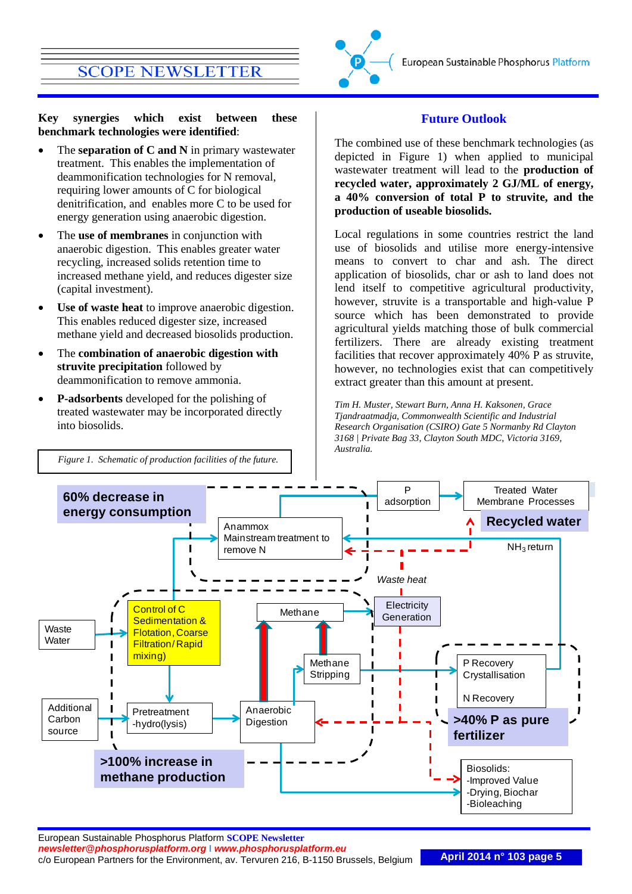**Key synergies which exist between these benchmark technologies were identified**:

- The **separation of C and N** in primary wastewater treatment. This enables the implementation of deammonification technologies for N removal, requiring lower amounts of C for biological denitrification, and enables more C to be used for energy generation using anaerobic digestion.
- The **use of membranes** in conjunction with anaerobic digestion. This enables greater water recycling, increased solids retention time to increased methane yield, and reduces digester size (capital investment).
- **Use of waste heat** to improve anaerobic digestion. This enables reduced digester size, increased methane yield and decreased biosolids production.
- The **combination of anaerobic digestion with struvite precipitation** followed by deammonification to remove ammonia.
- **P-adsorbents** developed for the polishing of treated wastewater may be incorporated directly into biosolids.

*Figure 1. Schematic of production facilities of the future.*

60% decrease in energy consumption

Anammox Mainstream treatment to remove N

P adsorption

Treated Water Membrane Processes

Recycled water

$NH_3$ return

Waste heat

Waste Water

Control of C Sedimentation & Flotation, Coarse Filtration/Rapid mixing)

Methane

Electricity Generation

Methane Stripping

P Recovery Crystallisation

N Recovery

Additional Carbon source

Pretreatment -hydro(lysis)

Anaerobic Digestion

>40% P as pure fertilizer

>100% increase in methane production

Biosolids:
-Improved Value
-Drying, Biochar
-Bioleaching

## Future Outlook

The combined use of these benchmark technologies (as depicted in Figure 1) when applied to municipal wastewater treatment will lead to the **production of recycled water, approximately 2 GJ/ML of energy, a 40% conversion of total P to struvite, and the production of useable biosolids.**

Local regulations in some countries restrict the land use of biosolids and utilise more energy-intensive means to convert to char and ash. The direct application of biosolids, char or ash to land does not lend itself to competitive agricultural productivity, however, struvite is a transportable and high-value P source which has been demonstrated to provide agricultural yields matching those of bulk commercial fertilizers. There are already existing treatment facilities that recover approximately 40% P as struvite, however, no technologies exist that can competitively extract greater than this amount at present.

*Tim H. Muster, Stewart Burn, Anna H. Kaksonen, Grace Tjandraatmadja, Commonwealth Scientific and Industrial Research Organisation (CSIRO) Gate 5 Normanby Rd Clayton 3168 | Private Bag 33, Clayton South MDC, Victoria 3169, Australia.*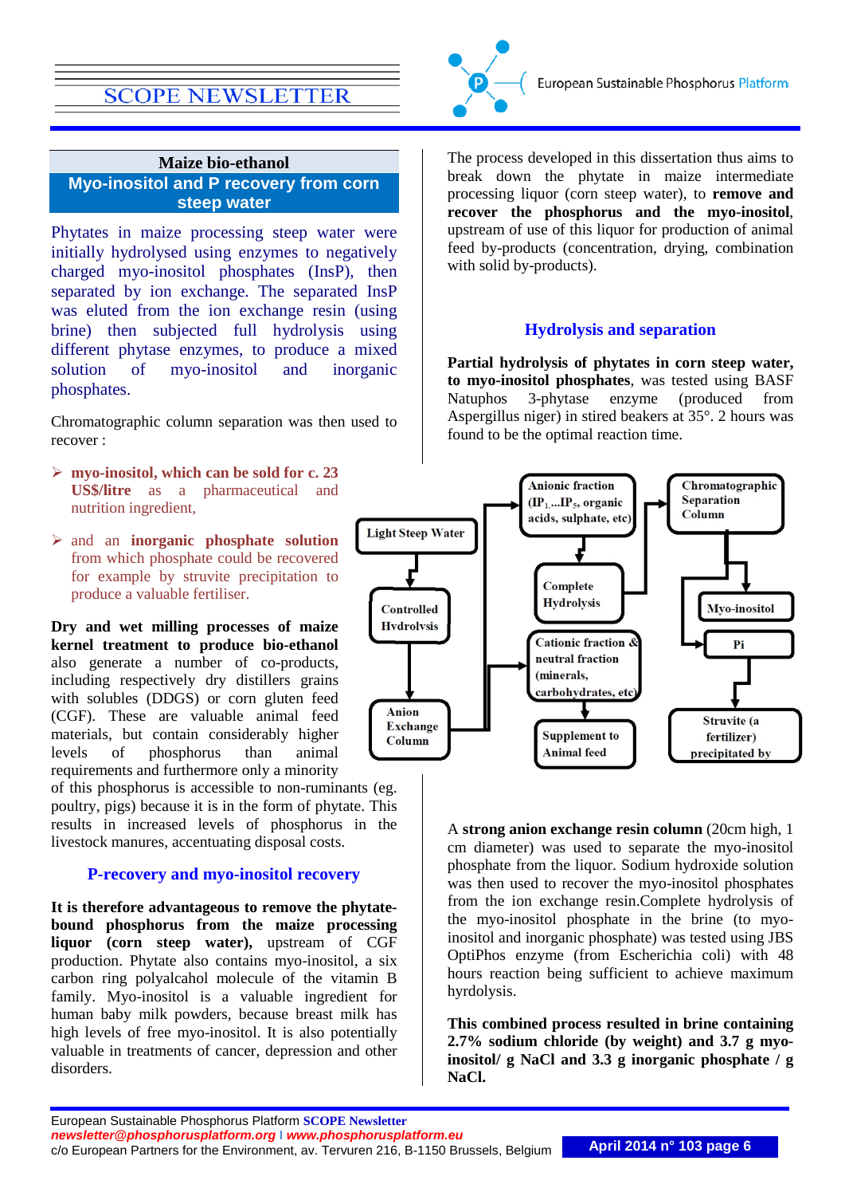## Maize bio-ethanol

## Myo-inositol and P recovery from corn steep water

Phytates in maize processing steep water were initially hydrolysed using enzymes to negatively charged myo-inositol phosphates (InsP), then separated by ion exchange. The separated InsP was eluted from the ion exchange resin (using brine) then subjected full hydrolysis using different phytase enzymes, to produce a mixed solution of myo-inositol and inorganic phosphates.

Chromatographic column separation was then used to recover :

- **myo-inositol, which can be sold for c. 23 US$/litre** as a pharmaceutical and nutrition ingredient,
- and an **inorganic phosphate solution** from which phosphate could be recovered for example by struvite precipitation to produce a valuable fertiliser.

**Dry and wet milling processes of maize kernel treatment to produce bio-ethanol** also generate a number of co-products, including respectively dry distillers grains with solubles (DDGS) or corn gluten feed (CGF). These are valuable animal feed materials, but contain considerably higher levels of phosphorus than animal requirements and furthermore only a minority of this phosphorus is accessible to non-ruminants (eg. poultry, pigs) because it is in the form of phytate. This results in increased levels of phosphorus in the livestock manures, accentuating disposal costs.

### P-recovery and myo-inositol recovery

**It is therefore advantageous to remove the phytate-bound phosphorus from the maize processing liquor (corn steep water),** upstream of CGF production. Phytate also contains myo-inositol, a six carbon ring polyalcohol molecule of the vitamin B family. Myo-inositol is a valuable ingredient for human baby milk powders, because breast milk has high levels of free myo-inositol. It is also potentially valuable in treatments of cancer, depression and other disorders.

The process developed in this dissertation thus aims to break down the phytate in maize intermediate processing liquor (corn steep water), to **remove and recover the phosphorus and the myo-inositol**, upstream of use of this liquor for production of animal feed by-products (concentration, drying, combination with solid by-products).

### Hydrolysis and separation

**Partial hydrolysis of phytates in corn steep water, to myo-inositol phosphates**, was tested using BASF Natuphos 3-phytase enzyme (produced from Aspergillus niger) in stired beakers at 35°. 2 hours was found to be the optimal reaction time.

Light Steep Water → Controlled Hydrolysis → Anion Exchange Column → Anionic fraction ($IP_1$...$IP_5$, organic acids, sulphate, etc) → Complete Hydrolysis → Cationic fraction & neutral fraction (minerals, carbohydrates, etc) → Supplement to Animal feed

Anionic fraction → Chromatographic Separation Column → Myo-inositol; Pi → Struvite (a fertilizer) precipitated by

A **strong anion exchange resin column** (20cm high, 1 cm diameter) was used to separate the myo-inositol phosphate from the liquor. Sodium hydroxide solution was then used to recover the myo-inositol phosphates from the ion exchange resin.Complete hydrolysis of the myo-inositol phosphate in the brine (to myo-inositol and inorganic phosphate) was tested using JBS OptiPhos enzyme (from Escherichia coli) with 48 hours reaction being sufficient to achieve maximum hyrdolysis.

**This combined process resulted in brine containing 2.7% sodium chloride (by weight) and 3.7 g myo-inositol/ g NaCl and 3.3 g inorganic phosphate / g NaCl.**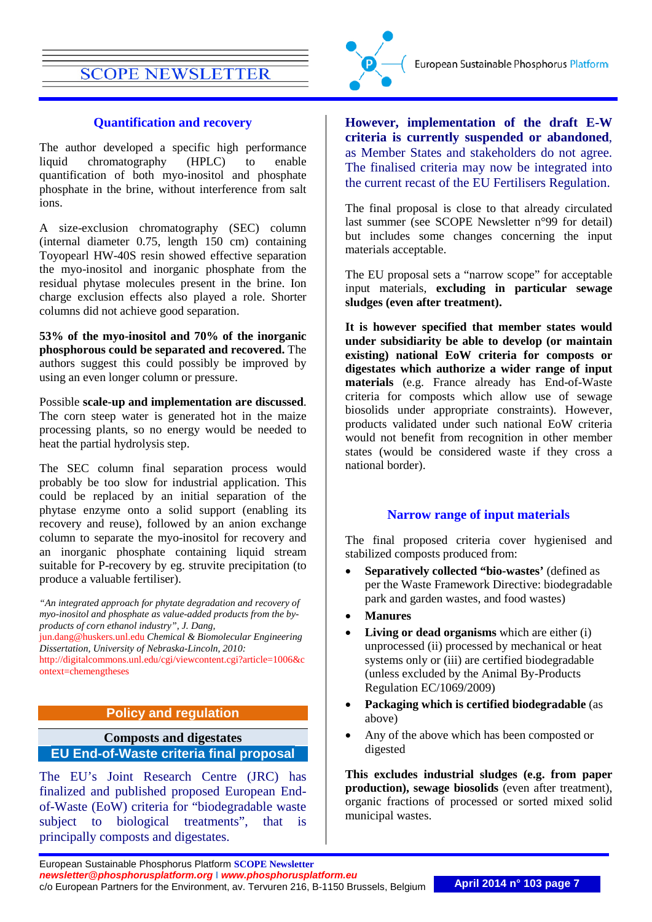### Quantification and recovery

The author developed a specific high performance liquid chromatography (HPLC) to enable quantification of both myo-inositol and phosphate phosphate in the brine, without interference from salt ions.

A size-exclusion chromatography (SEC) column (internal diameter 0.75, length 150 cm) containing Toyopearl HW-40S resin showed effective separation the myo-inositol and inorganic phosphate from the residual phytase molecules present in the brine. Ion charge exclusion effects also played a role. Shorter columns did not achieve good separation.

**53% of the myo-inositol and 70% of the inorganic phosphorous could be separated and recovered.** The authors suggest this could possibly be improved by using an even longer column or pressure.

Possible **scale-up and implementation are discussed**. The corn steep water is generated hot in the maize processing plants, so no energy would be needed to heat the partial hydrolysis step.

The SEC column final separation process would probably be too slow for industrial application. This could be replaced by an initial separation of the phytase enzyme onto a solid support (enabling its recovery and reuse), followed by an anion exchange column to separate the myo-inositol for recovery and an inorganic phosphate containing liquid stream suitable for P-recovery by eg. struvite precipitation (to produce a valuable fertiliser).

*"An integrated approach for phytate degradation and recovery of myo-inositol and phosphate as value-added products from the by-products of corn ethanol industry", J. Dang,* jun.dang@huskers.unl.edu *Chemical & Biomolecular Engineering Dissertation, University of Nebraska-Lincoln, 2010:* http://digitalcommons.unl.edu/cgi/viewcontent.cgi?article=1006&context=chemengtheses

## Policy and regulation

### Composts and digestates

### EU End-of-Waste criteria final proposal

The EU's Joint Research Centre (JRC) has finalized and published proposed European End-of-Waste (EoW) criteria for "biodegradable waste subject to biological treatments", that is principally composts and digestates.

**However, implementation of the draft E-W criteria is currently suspended or abandoned**, as Member States and stakeholders do not agree. The finalised criteria may now be integrated into the current recast of the EU Fertilisers Regulation.

The final proposal is close to that already circulated last summer (see SCOPE Newsletter n°99 for detail) but includes some changes concerning the input materials acceptable.

The EU proposal sets a "narrow scope" for acceptable input materials, **excluding in particular sewage sludges (even after treatment).**

**It is however specified that member states would under subsidiarity be able to develop (or maintain existing) national EoW criteria for composts or digestates which authorize a wider range of input materials** (e.g. France already has End-of-Waste criteria for composts which allow use of sewage biosolids under appropriate constraints). However, products validated under such national EoW criteria would not benefit from recognition in other member states (would be considered waste if they cross a national border).

### Narrow range of input materials

The final proposed criteria cover hygienised and stabilized composts produced from:

- **Separatively collected "bio-wastes'** (defined as per the Waste Framework Directive: biodegradable park and garden wastes, and food wastes)
- **Manures**
- **Living or dead organisms** which are either (i) unprocessed (ii) processed by mechanical or heat systems only or (iii) are certified biodegradable (unless excluded by the Animal By-Products Regulation EC/1069/2009)
- **Packaging which is certified biodegradable** (as above)
- Any of the above which has been composted or digested

**This excludes industrial sludges (e.g. from paper production), sewage biosolids** (even after treatment), organic fractions of processed or sorted mixed solid municipal wastes.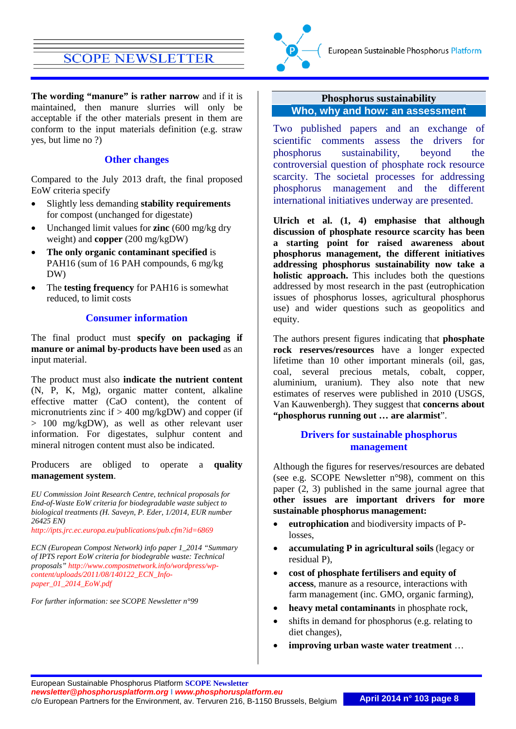**The wording "manure" is rather narrow** and if it is maintained, then manure slurries will only be acceptable if the other materials present in them are conform to the input materials definition (e.g. straw yes, but lime no ?)

### Other changes

Compared to the July 2013 draft, the final proposed EoW criteria specify

- Slightly less demanding **stability requirements** for compost (unchanged for digestate)
- Unchanged limit values for **zinc** (600 mg/kg dry weight) and **copper** (200 mg/kgDW)
- **The only organic contaminant specified** is PAH16 (sum of 16 PAH compounds, 6 mg/kg DW)
- The **testing frequency** for PAH16 is somewhat reduced, to limit costs

### Consumer information

The final product must **specify on packaging if manure or animal by-products have been used** as an input material.

The product must also **indicate the nutrient content** (N, P, K, Mg), organic matter content, alkaline effective matter (CaO content), the content of micronutrients zinc if > 400 mg/kgDW) and copper (if > 100 mg/kgDW), as well as other relevant user information. For digestates, sulphur content and mineral nitrogen content must also be indicated.

Producers are obliged to operate a **quality management system**.

*EU Commission Joint Research Centre, technical proposals for End-of-Waste EoW criteria for biodegradable waste subject to biological treatments (H. Saveyn, P. Eder, 1/2014, EUR number 26425 EN)*
*http://ipts.jrc.ec.europa.eu/publications/pub.cfm?id=6869*

*ECN (European Compost Network) info paper 1_2014 "Summary of IPTS report EoW criteria for biodegrable waste: Technical proposals" http://www.compostnetwork.info/wordpress/wp-content/uploads/2011/08/140122_ECN_Info-paper_01_2014_EoW.pdf*

*For further information: see SCOPE Newsletter n°99*

## Phosphorus sustainability
## Who, why and how: an assessment

Two published papers and an exchange of scientific comments assess the drivers for phosphorus sustainability, beyond the controversial question of phosphate rock resource scarcity. The societal processes for addressing phosphorus management and the different international initiatives underway are presented.

**Ulrich et al. (1, 4) emphasise that although discussion of phosphate resource scarcity has been a starting point for raised awareness about phosphorus management, the different initiatives addressing phosphorus sustainability now take a holistic approach.** This includes both the questions addressed by most research in the past (eutrophication issues of phosphorus losses, agricultural phosphorus use) and wider questions such as geopolitics and equity.

The authors present figures indicating that **phosphate rock reserves/resources** have a longer expected lifetime than 10 other important minerals (oil, gas, coal, several precious metals, cobalt, copper, aluminium, uranium). They also note that new estimates of reserves were published in 2010 (USGS, Van Kauwenbergh). They suggest that **concerns about "phosphorus running out … are alarmist**".

### Drivers for sustainable phosphorus management

Although the figures for reserves/resources are debated (see e.g. SCOPE Newsletter n°98), comment on this paper (2, 3) published in the same journal agree that **other issues are important drivers for more sustainable phosphorus management:**

- **eutrophication** and biodiversity impacts of P-losses,
- **accumulating P in agricultural soils** (legacy or residual P),
- **cost of phosphate fertilisers and equity of access**, manure as a resource, interactions with farm management (inc. GMO, organic farming),
- **heavy metal contaminants** in phosphate rock,
- shifts in demand for phosphorus (e.g. relating to diet changes),
- **improving urban waste water treatment** …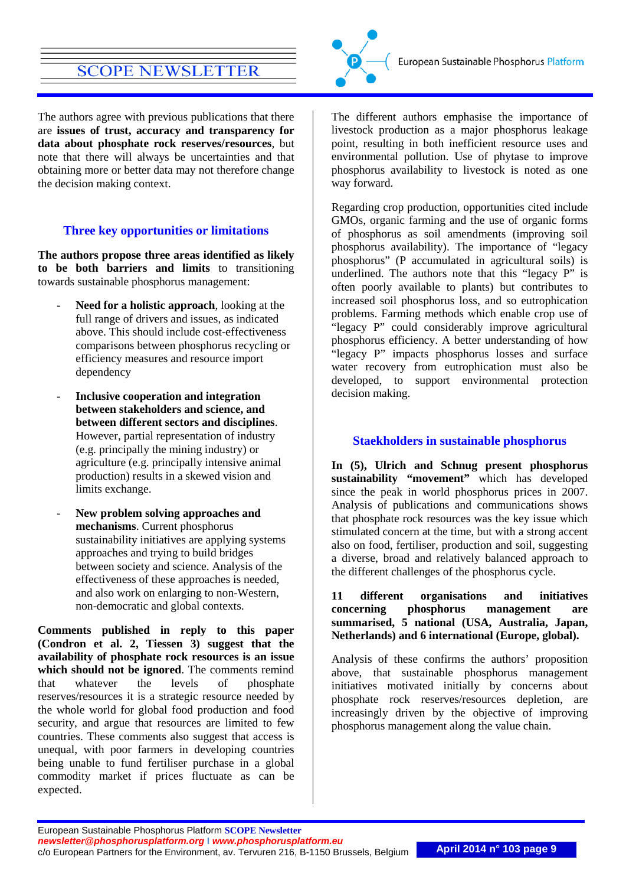The authors agree with previous publications that there are **issues of trust, accuracy and transparency for data about phosphate rock reserves/resources**, but note that there will always be uncertainties and that obtaining more or better data may not therefore change the decision making context.

## Three key opportunities or limitations

**The authors propose three areas identified as likely to be both barriers and limits** to transitioning towards sustainable phosphorus management:

- **Need for a holistic approach**, looking at the full range of drivers and issues, as indicated above. This should include cost-effectiveness comparisons between phosphorus recycling or efficiency measures and resource import dependency
- **Inclusive cooperation and integration between stakeholders and science, and between different sectors and disciplines**. However, partial representation of industry (e.g. principally the mining industry) or agriculture (e.g. principally intensive animal production) results in a skewed vision and limits exchange.
- **New problem solving approaches and mechanisms**. Current phosphorus sustainability initiatives are applying systems approaches and trying to build bridges between society and science. Analysis of the effectiveness of these approaches is needed, and also work on enlarging to non-Western, non-democratic and global contexts.

**Comments published in reply to this paper (Condron et al. 2, Tiessen 3) suggest that the availability of phosphate rock resources is an issue which should not be ignored**. The comments remind that whatever the levels of phosphate reserves/resources it is a strategic resource needed by the whole world for global food production and food security, and argue that resources are limited to few countries. These comments also suggest that access is unequal, with poor farmers in developing countries being unable to fund fertiliser purchase in a global commodity market if prices fluctuate as can be expected.

The different authors emphasise the importance of livestock production as a major phosphorus leakage point, resulting in both inefficient resource uses and environmental pollution. Use of phytase to improve phosphorus availability to livestock is noted as one way forward.

Regarding crop production, opportunities cited include GMOs, organic farming and the use of organic forms of phosphorus as soil amendments (improving soil phosphorus availability). The importance of "legacy phosphorus" (P accumulated in agricultural soils) is underlined. The authors note that this "legacy P" is often poorly available to plants) but contributes to increased soil phosphorus loss, and so eutrophication problems. Farming methods which enable crop use of "legacy P" could considerably improve agricultural phosphorus efficiency. A better understanding of how "legacy P" impacts phosphorus losses and surface water recovery from eutrophication must also be developed, to support environmental protection decision making.

## Staekholders in sustainable phosphorus

**In (5), Ulrich and Schnug present phosphorus sustainability "movement"** which has developed since the peak in world phosphorus prices in 2007. Analysis of publications and communications shows that phosphate rock resources was the key issue which stimulated concern at the time, but with a strong accent also on food, fertiliser, production and soil, suggesting a diverse, broad and relatively balanced approach to the different challenges of the phosphorus cycle.

**11 different organisations and initiatives concerning phosphorus management are summarised, 5 national (USA, Australia, Japan, Netherlands) and 6 international (Europe, global).**

Analysis of these confirms the authors' proposition above, that sustainable phosphorus management initiatives motivated initially by concerns about phosphate rock reserves/resources depletion, are increasingly driven by the objective of improving phosphorus management along the value chain.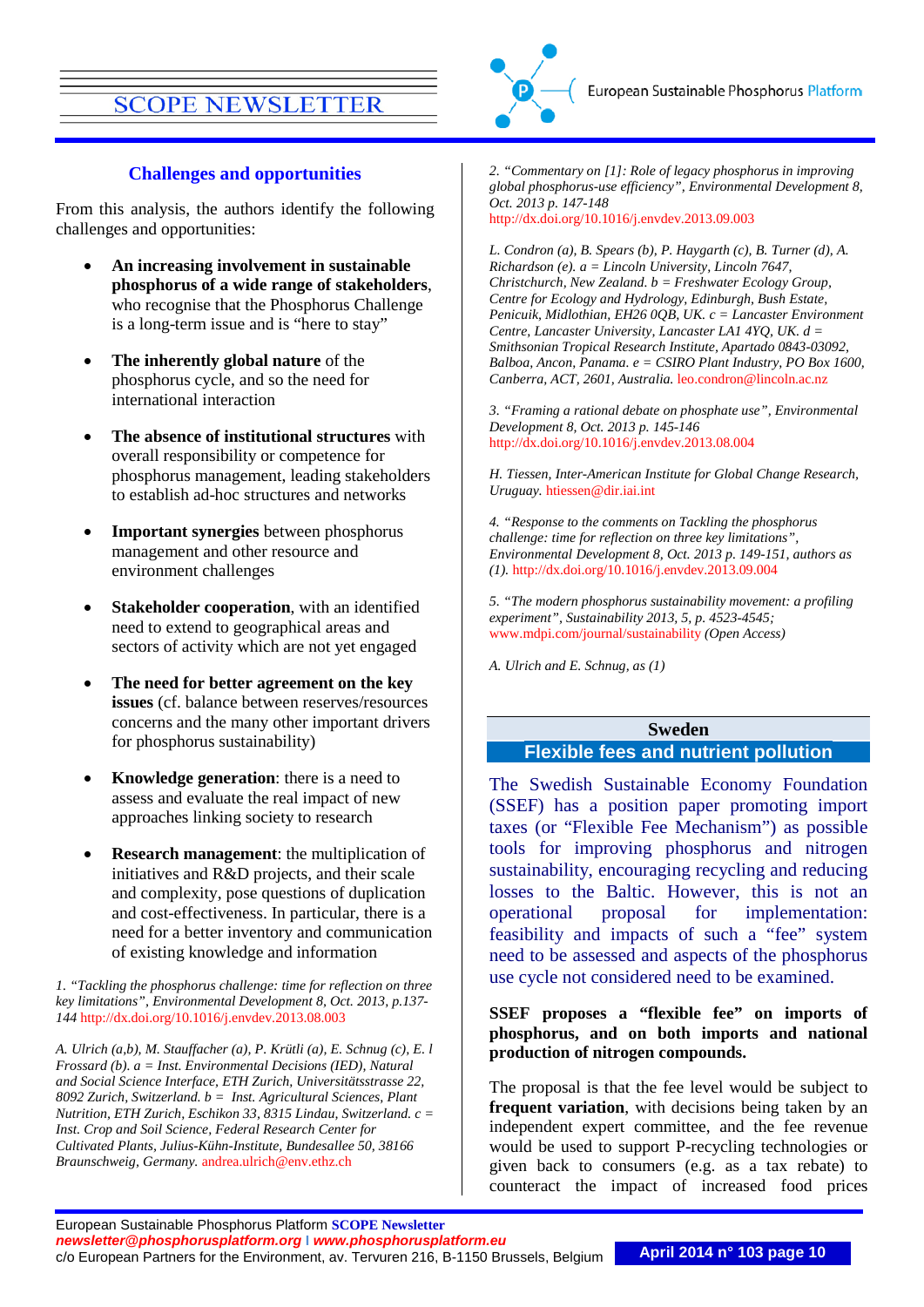### Challenges and opportunities

From this analysis, the authors identify the following challenges and opportunities:

- **An increasing involvement in sustainable phosphorus of a wide range of stakeholders**, who recognise that the Phosphorus Challenge is a long-term issue and is "here to stay"
- **The inherently global nature** of the phosphorus cycle, and so the need for international interaction
- **The absence of institutional structures** with overall responsibility or competence for phosphorus management, leading stakeholders to establish ad-hoc structures and networks
- **Important synergies** between phosphorus management and other resource and environment challenges
- **Stakeholder cooperation**, with an identified need to extend to geographical areas and sectors of activity which are not yet engaged
- **The need for better agreement on the key issues** (cf. balance between reserves/resources concerns and the many other important drivers for phosphorus sustainability)
- **Knowledge generation**: there is a need to assess and evaluate the real impact of new approaches linking society to research
- **Research management**: the multiplication of initiatives and R&D projects, and their scale and complexity, pose questions of duplication and cost-effectiveness. In particular, there is a need for a better inventory and communication of existing knowledge and information

*1. "Tackling the phosphorus challenge: time for reflection on three key limitations", Environmental Development 8, Oct. 2013, p.137-144* http://dx.doi.org/10.1016/j.envdev.2013.08.003

*A. Ulrich (a,b), M. Stauffacher (a), P. Krütli (a), E. Schnug (c), E. l Frossard (b). a = Inst. Environmental Decisions (IED), Natural and Social Science Interface, ETH Zurich, Universitätsstrasse 22, 8092 Zurich, Switzerland. b = Inst. Agricultural Sciences, Plant Nutrition, ETH Zurich, Eschikon 33, 8315 Lindau, Switzerland. c = Inst. Crop and Soil Science, Federal Research Center for Cultivated Plants, Julius-Kühn-Institute, Bundesallee 50, 38116 Braunschweig, Germany.* andrea.ulrich@env.ethz.ch

*2. "Commentary on [1]: Role of legacy phosphorus in improving global phosphorus-use efficiency", Environmental Development 8, Oct. 2013 p. 147-148* http://dx.doi.org/10.1016/j.envdev.2013.09.003

*L. Condron (a), B. Spears (b), P. Haygarth (c), B. Turner (d), A. Richardson (e). a = Lincoln University, Lincoln 7647, Christchurch, New Zealand. b = Freshwater Ecology Group, Centre for Ecology and Hydrology, Edinburgh, Bush Estate, Penicuik, Midlothian, EH26 0QB, UK. c = Lancaster Environment Centre, Lancaster University, Lancaster LA1 4YQ, UK. d = Smithsonian Tropical Research Institute, Apartado 0843-03092, Balboa, Ancon, Panama. e = CSIRO Plant Industry, PO Box 1600, Canberra, ACT, 2601, Australia.* leo.condron@lincoln.ac.nz

*3. "Framing a rational debate on phosphate use", Environmental Development 8, Oct. 2013 p. 145-146* http://dx.doi.org/10.1016/j.envdev.2013.08.004

*H. Tiessen, Inter-American Institute for Global Change Research, Uruguay.* htiessen@dir.iai.int

*4. "Response to the comments on Tackling the phosphorus challenge: time for reflection on three key limitations", Environmental Development 8, Oct. 2013 p. 149-151, authors as (1).* http://dx.doi.org/10.1016/j.envdev.2013.09.004

*5. "The modern phosphorus sustainability movement: a profiling experiment", Sustainability 2013, 5, p. 4523-4545;* www.mdpi.com/journal/sustainability *(Open Access)*

*A. Ulrich and E. Schnug, as (1)*

## Sweden

## Flexible fees and nutrient pollution

The Swedish Sustainable Economy Foundation (SSEF) has a position paper promoting import taxes (or "Flexible Fee Mechanism") as possible tools for improving phosphorus and nitrogen sustainability, encouraging recycling and reducing losses to the Baltic. However, this is not an operational proposal for implementation: feasibility and impacts of such a "fee" system need to be assessed and aspects of the phosphorus use cycle not considered need to be examined.

**SSEF proposes a "flexible fee" on imports of phosphorus, and on both imports and national production of nitrogen compounds.**

The proposal is that the fee level would be subject to **frequent variation**, with decisions being taken by an independent expert committee, and the fee revenue would be used to support P-recycling technologies or given back to consumers (e.g. as a tax rebate) to counteract the impact of increased food prices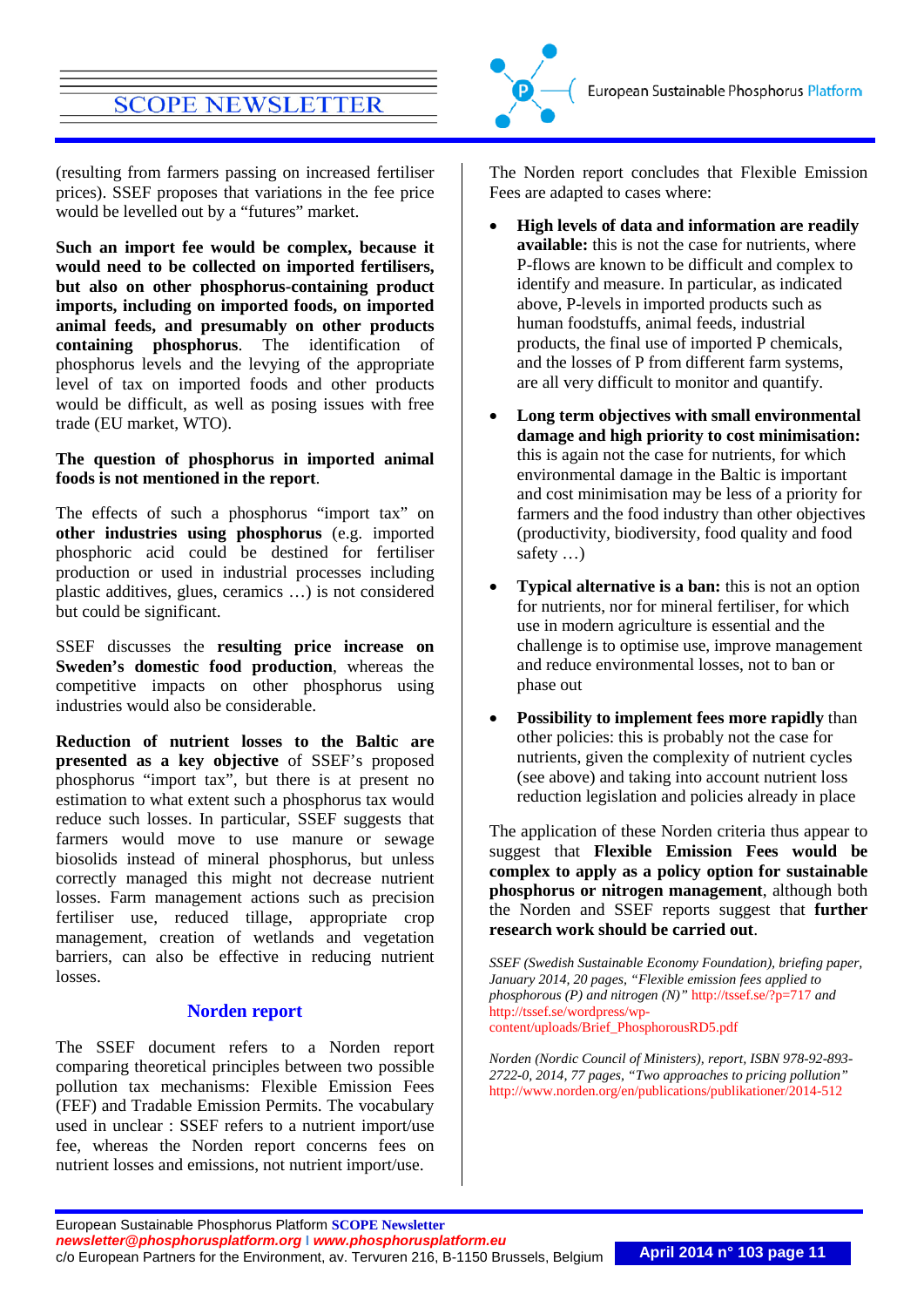(resulting from farmers passing on increased fertiliser prices). SSEF proposes that variations in the fee price would be levelled out by a "futures" market.

**Such an import fee would be complex, because it would need to be collected on imported fertilisers, but also on other phosphorus-containing product imports, including on imported foods, on imported animal feeds, and presumably on other products containing phosphorus**. The identification of phosphorus levels and the levying of the appropriate level of tax on imported foods and other products would be difficult, as well as posing issues with free trade (EU market, WTO).

**The question of phosphorus in imported animal foods is not mentioned in the report**.

The effects of such a phosphorus "import tax" on **other industries using phosphorus** (e.g. imported phosphoric acid could be destined for fertiliser production or used in industrial processes including plastic additives, glues, ceramics …) is not considered but could be significant.

SSEF discusses the **resulting price increase on Sweden's domestic food production**, whereas the competitive impacts on other phosphorus using industries would also be considerable.

**Reduction of nutrient losses to the Baltic are presented as a key objective** of SSEF's proposed phosphorus "import tax", but there is at present no estimation to what extent such a phosphorus tax would reduce such losses. In particular, SSEF suggests that farmers would move to use manure or sewage biosolids instead of mineral phosphorus, but unless correctly managed this might not decrease nutrient losses. Farm management actions such as precision fertiliser use, reduced tillage, appropriate crop management, creation of wetlands and vegetation barriers, can also be effective in reducing nutrient losses.

## Norden report

The SSEF document refers to a Norden report comparing theoretical principles between two possible pollution tax mechanisms: Flexible Emission Fees (FEF) and Tradable Emission Permits. The vocabulary used in unclear : SSEF refers to a nutrient import/use fee, whereas the Norden report concerns fees on nutrient losses and emissions, not nutrient import/use.

The Norden report concludes that Flexible Emission Fees are adapted to cases where:

- **High levels of data and information are readily available:** this is not the case for nutrients, where P-flows are known to be difficult and complex to identify and measure. In particular, as indicated above, P-levels in imported products such as human foodstuffs, animal feeds, industrial products, the final use of imported P chemicals, and the losses of P from different farm systems, are all very difficult to monitor and quantify.
- **Long term objectives with small environmental damage and high priority to cost minimisation:** this is again not the case for nutrients, for which environmental damage in the Baltic is important and cost minimisation may be less of a priority for farmers and the food industry than other objectives (productivity, biodiversity, food quality and food safety …)
- **Typical alternative is a ban:** this is not an option for nutrients, nor for mineral fertiliser, for which use in modern agriculture is essential and the challenge is to optimise use, improve management and reduce environmental losses, not to ban or phase out
- **Possibility to implement fees more rapidly** than other policies: this is probably not the case for nutrients, given the complexity of nutrient cycles (see above) and taking into account nutrient loss reduction legislation and policies already in place

The application of these Norden criteria thus appear to suggest that **Flexible Emission Fees would be complex to apply as a policy option for sustainable phosphorus or nitrogen management**, although both the Norden and SSEF reports suggest that **further research work should be carried out**.

*SSEF (Swedish Sustainable Economy Foundation), briefing paper, January 2014, 20 pages, "Flexible emission fees applied to phosphorous (P) and nitrogen (N)"* http://tssef.se/?p=717 *and* http://tssef.se/wordpress/wp-content/uploads/Brief_PhosphorousRD5.pdf

*Norden (Nordic Council of Ministers), report, ISBN 978-92-893-2722-0, 2014, 77 pages, "Two approaches to pricing pollution"* http://www.norden.org/en/publications/publikationer/2014-512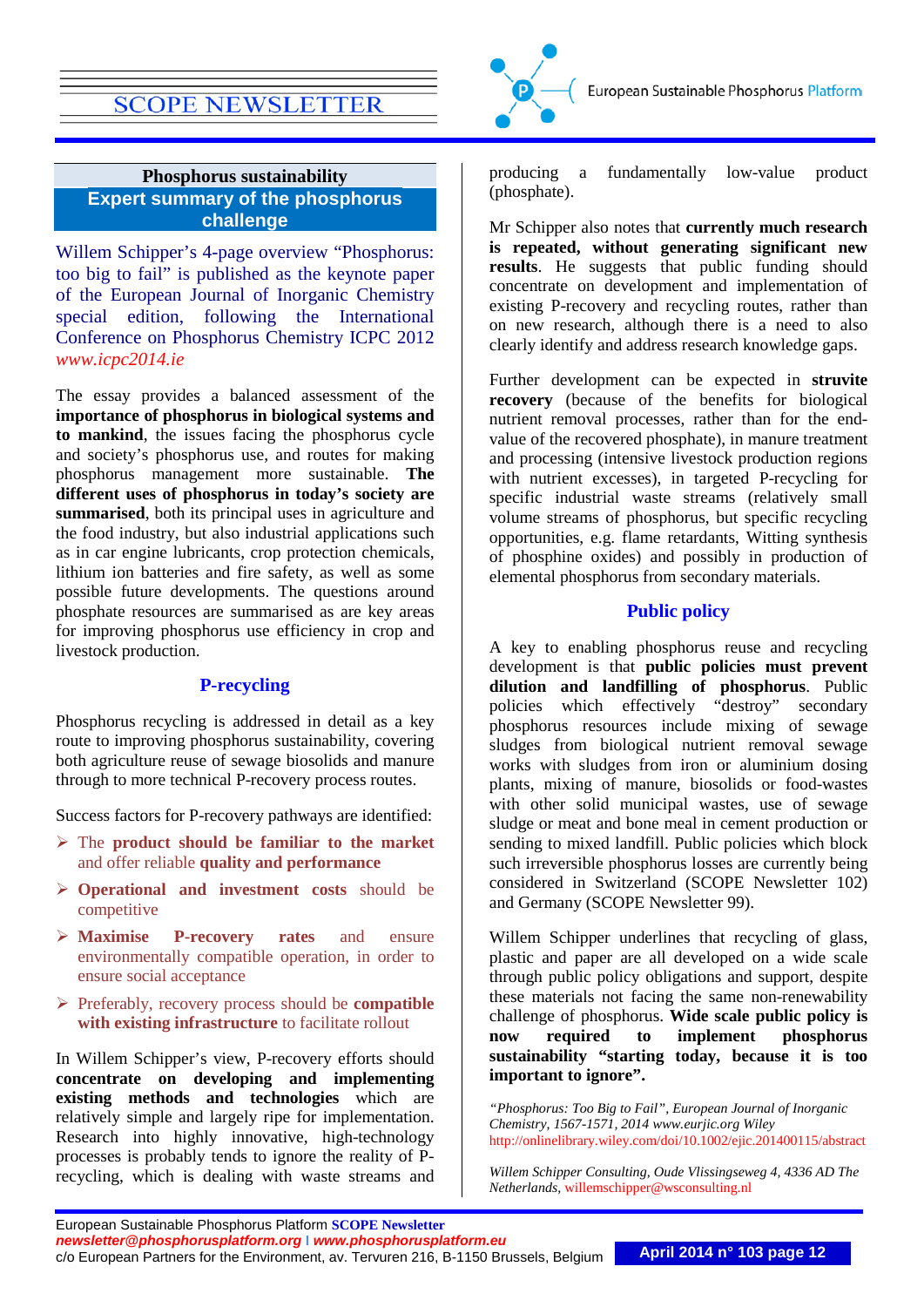## Phosphorus sustainability

### Expert summary of the phosphorus challenge

Willem Schipper's 4-page overview "Phosphorus: too big to fail" is published as the keynote paper of the European Journal of Inorganic Chemistry special edition, following the International Conference on Phosphorus Chemistry ICPC 2012 *www.icpc2014.ie*

The essay provides a balanced assessment of the **importance of phosphorus in biological systems and to mankind**, the issues facing the phosphorus cycle and society's phosphorus use, and routes for making phosphorus management more sustainable. **The different uses of phosphorus in today's society are summarised**, both its principal uses in agriculture and the food industry, but also industrial applications such as in car engine lubricants, crop protection chemicals, lithium ion batteries and fire safety, as well as some possible future developments. The questions around phosphate resources are summarised as are key areas for improving phosphorus use efficiency in crop and livestock production.

### P-recycling

Phosphorus recycling is addressed in detail as a key route to improving phosphorus sustainability, covering both agriculture reuse of sewage biosolids and manure through to more technical P-recovery process routes.

Success factors for P-recovery pathways are identified:

- The **product should be familiar to the market** and offer reliable **quality and performance**
- **Operational and investment costs** should be competitive
- **Maximise P-recovery rates** and ensure environmentally compatible operation, in order to ensure social acceptance
- Preferably, recovery process should be **compatible with existing infrastructure** to facilitate rollout

In Willem Schipper's view, P-recovery efforts should **concentrate on developing and implementing existing methods and technologies** which are relatively simple and largely ripe for implementation. Research into highly innovative, high-technology processes is probably tends to ignore the reality of P-recycling, which is dealing with waste streams and producing a fundamentally low-value product (phosphate).

Mr Schipper also notes that **currently much research is repeated, without generating significant new results**. He suggests that public funding should concentrate on development and implementation of existing P-recovery and recycling routes, rather than on new research, although there is a need to also clearly identify and address research knowledge gaps.

Further development can be expected in **struvite recovery** (because of the benefits for biological nutrient removal processes, rather than for the end-value of the recovered phosphate), in manure treatment and processing (intensive livestock production regions with nutrient excesses), in targeted P-recycling for specific industrial waste streams (relatively small volume streams of phosphorus, but specific recycling opportunities, e.g. flame retardants, Witting synthesis of phosphine oxides) and possibly in production of elemental phosphorus from secondary materials.

### Public policy

A key to enabling phosphorus reuse and recycling development is that **public policies must prevent dilution and landfilling of phosphorus**. Public policies which effectively "destroy" secondary phosphorus resources include mixing of sewage sludges from biological nutrient removal sewage works with sludges from iron or aluminium dosing plants, mixing of manure, biosolids or food-wastes with other solid municipal wastes, use of sewage sludge or meat and bone meal in cement production or sending to mixed landfill. Public policies which block such irreversible phosphorus losses are currently being considered in Switzerland (SCOPE Newsletter 102) and Germany (SCOPE Newsletter 99).

Willem Schipper underlines that recycling of glass, plastic and paper are all developed on a wide scale through public policy obligations and support, despite these materials not facing the same non-renewability challenge of phosphorus. **Wide scale public policy is now required to implement phosphorus sustainability "starting today, because it is too important to ignore".**

*"Phosphorus: Too Big to Fail", European Journal of Inorganic Chemistry, 1567-1571, 2014 www.eurjic.org Wiley*
http://onlinelibrary.wiley.com/doi/10.1002/ejic.201400115/abstract

*Willem Schipper Consulting, Oude Vlissingseweg 4, 4336 AD The Netherlands,* willemschipper@wsconsulting.nl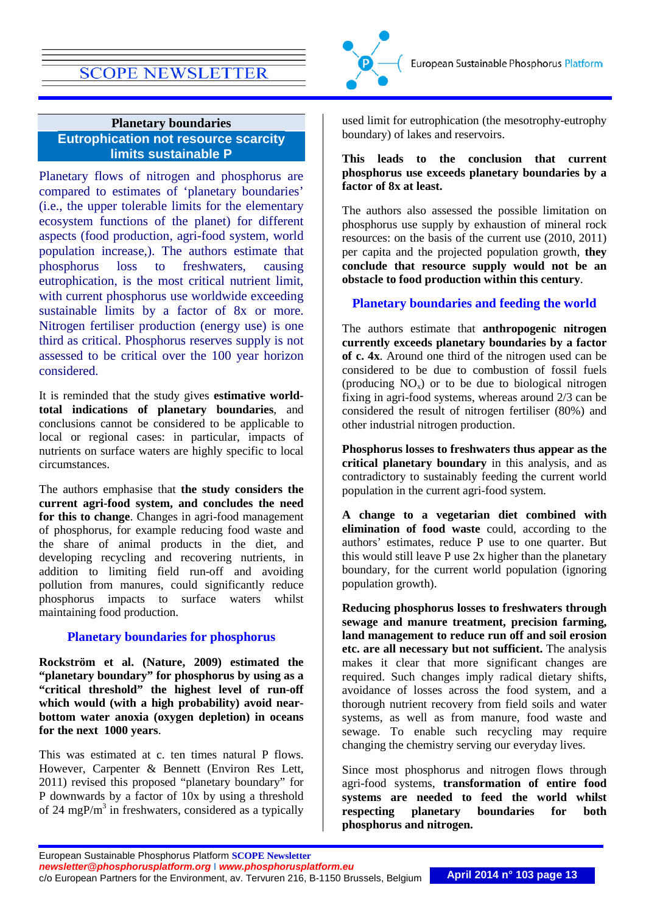## Planetary boundaries

## Eutrophication not resource scarcity limits sustainable P

Planetary flows of nitrogen and phosphorus are compared to estimates of 'planetary boundaries' (i.e., the upper tolerable limits for the elementary ecosystem functions of the planet) for different aspects (food production, agri-food system, world population increase,). The authors estimate that phosphorus loss to freshwaters, causing eutrophication, is the most critical nutrient limit, with current phosphorus use worldwide exceeding sustainable limits by a factor of 8x or more. Nitrogen fertiliser production (energy use) is one third as critical. Phosphorus reserves supply is not assessed to be critical over the 100 year horizon considered.

It is reminded that the study gives **estimative world-total indications of planetary boundaries**, and conclusions cannot be considered to be applicable to local or regional cases: in particular, impacts of nutrients on surface waters are highly specific to local circumstances.

The authors emphasise that **the study considers the current agri-food system, and concludes the need for this to change**. Changes in agri-food management of phosphorus, for example reducing food waste and the share of animal products in the diet, and developing recycling and recovering nutrients, in addition to limiting field run-off and avoiding pollution from manures, could significantly reduce phosphorus impacts to surface waters whilst maintaining food production.

### Planetary boundaries for phosphorus

**Rockström et al. (Nature, 2009) estimated the "planetary boundary" for phosphorus by using as a "critical threshold" the highest level of run-off which would (with a high probability) avoid near-bottom water anoxia (oxygen depletion) in oceans for the next 1000 years.**

This was estimated at c. ten times natural P flows. However, Carpenter & Bennett (Environ Res Lett, 2011) revised this proposed "planetary boundary" for P downwards by a factor of 10x by using a threshold of 24 mgP/m$^3$ in freshwaters, considered as a typically used limit for eutrophication (the mesotrophy-eutrophy boundary) of lakes and reservoirs.

**This leads to the conclusion that current phosphorus use exceeds planetary boundaries by a factor of 8x at least.**

The authors also assessed the possible limitation on phosphorus use supply by exhaustion of mineral rock resources: on the basis of the current use (2010, 2011) per capita and the projected population growth, **they conclude that resource supply would not be an obstacle to food production within this century**.

### Planetary boundaries and feeding the world

The authors estimate that **anthropogenic nitrogen currently exceeds planetary boundaries by a factor of c. 4x**. Around one third of the nitrogen used can be considered to be due to combustion of fossil fuels (producing $NO_x$) or to be due to biological nitrogen fixing in agri-food systems, whereas around 2/3 can be considered the result of nitrogen fertiliser (80%) and other industrial nitrogen production.

**Phosphorus losses to freshwaters thus appear as the critical planetary boundary** in this analysis, and as contradictory to sustainably feeding the current world population in the current agri-food system.

**A change to a vegetarian diet combined with elimination of food waste** could, according to the authors' estimates, reduce P use to one quarter. But this would still leave P use 2x higher than the planetary boundary, for the current world population (ignoring population growth).

**Reducing phosphorus losses to freshwaters through sewage and manure treatment, precision farming, land management to reduce run off and soil erosion etc. are all necessary but not sufficient.** The analysis makes it clear that more significant changes are required. Such changes imply radical dietary shifts, avoidance of losses across the food system, and a thorough nutrient recovery from field soils and water systems, as well as from manure, food waste and sewage. To enable such recycling may require changing the chemistry serving our everyday lives.

Since most phosphorus and nitrogen flows through agri-food systems, **transformation of entire food systems are needed to feed the world whilst respecting planetary boundaries for both phosphorus and nitrogen.**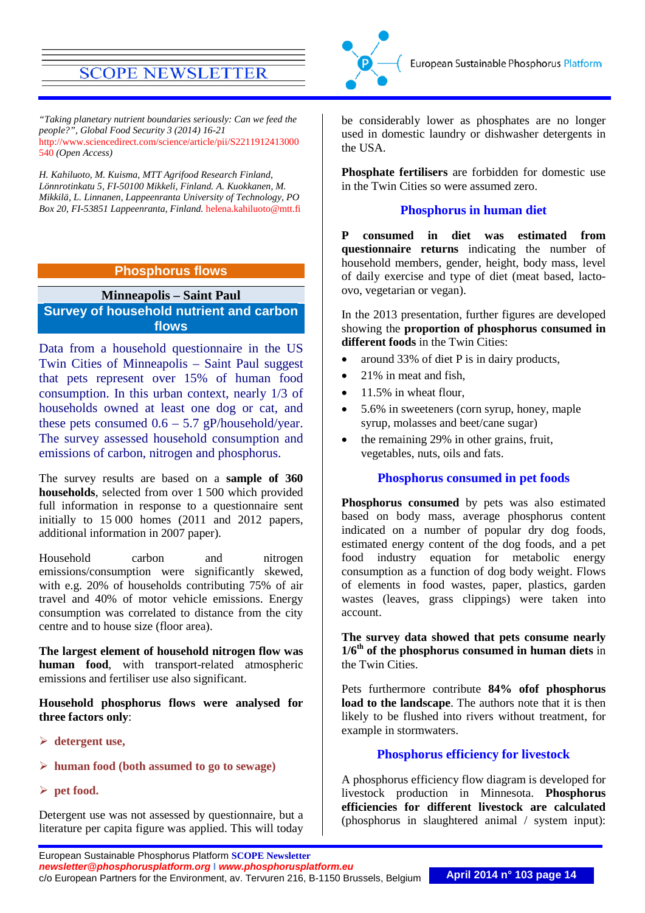*"Taking planetary nutrient boundaries seriously: Can we feed the people?", Global Food Security 3 (2014) 16-21* http://www.sciencedirect.com/science/article/pii/S2211912413000540 *(Open Access)*

*H. Kahiluoto, M. Kuisma, MTT Agrifood Research Finland, Lönnrotinkatu 5, FI-50100 Mikkeli, Finland. A. Kuokkanen, M. Mikkilä, L. Linnanen, Lappeenranta University of Technology, PO Box 20, FI-53851 Lappeenranta, Finland.* helena.kahiluoto@mtt.fi

## Phosphorus flows

### Minneapolis – Saint Paul
### Survey of household nutrient and carbon flows

Data from a household questionnaire in the US Twin Cities of Minneapolis – Saint Paul suggest that pets represent over 15% of human food consumption. In this urban context, nearly 1/3 of households owned at least one dog or cat, and these pets consumed 0.6 – 5.7 gP/household/year. The survey assessed household consumption and emissions of carbon, nitrogen and phosphorus.

The survey results are based on a **sample of 360 households**, selected from over 1 500 which provided full information in response to a questionnaire sent initially to 15 000 homes (2011 and 2012 papers, additional information in 2007 paper).

Household carbon and nitrogen emissions/consumption were significantly skewed, with e.g. 20% of households contributing 75% of air travel and 40% of motor vehicle emissions. Energy consumption was correlated to distance from the city centre and to house size (floor area).

**The largest element of household nitrogen flow was human food**, with transport-related atmospheric emissions and fertiliser use also significant.

**Household phosphorus flows were analysed for three factors only**:

- **detergent use,**
- **human food (both assumed to go to sewage)**
- **pet food.**

Detergent use was not assessed by questionnaire, but a literature per capita figure was applied. This will today be considerably lower as phosphates are no longer used in domestic laundry or dishwasher detergents in the USA.

**Phosphate fertilisers** are forbidden for domestic use in the Twin Cities so were assumed zero.

### Phosphorus in human diet

**P consumed in diet was estimated from questionnaire returns** indicating the number of household members, gender, height, body mass, level of daily exercise and type of diet (meat based, lacto-ovo, vegetarian or vegan).

In the 2013 presentation, further figures are developed showing the **proportion of phosphorus consumed in different foods** in the Twin Cities:

- around 33% of diet P is in dairy products,
- 21% in meat and fish,
- 11.5% in wheat flour,
- 5.6% in sweeteners (corn syrup, honey, maple syrup, molasses and beet/cane sugar)
- the remaining 29% in other grains, fruit, vegetables, nuts, oils and fats.

### Phosphorus consumed in pet foods

**Phosphorus consumed** by pets was also estimated based on body mass, average phosphorus content indicated on a number of popular dry dog foods, estimated energy content of the dog foods, and a pet food industry equation for metabolic energy consumption as a function of dog body weight. Flows of elements in food wastes, paper, plastics, garden wastes (leaves, grass clippings) were taken into account.

**The survey data showed that pets consume nearly 1/6th of the phosphorus consumed in human diets** in the Twin Cities.

Pets furthermore contribute **84% ofof phosphorus load to the landscape**. The authors note that it is then likely to be flushed into rivers without treatment, for example in stormwaters.

### Phosphorus efficiency for livestock

A phosphorus efficiency flow diagram is developed for livestock production in Minnesota. **Phosphorus efficiencies for different livestock are calculated** (phosphorus in slaughtered animal / system input):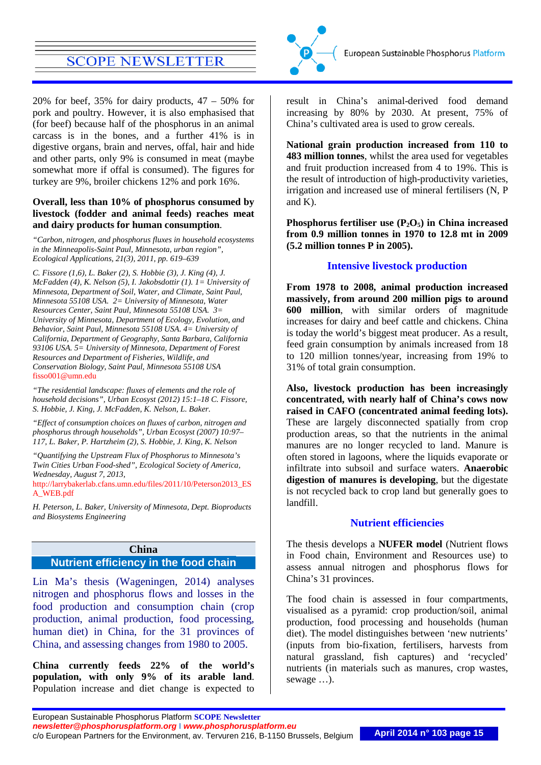20% for beef, 35% for dairy products, 47 – 50% for pork and poultry. However, it is also emphasised that (for beef) because half of the phosphorus in an animal carcass is in the bones, and a further 41% is in digestive organs, brain and nerves, offal, hair and hide and other parts, only 9% is consumed in meat (maybe somewhat more if offal is consumed). The figures for turkey are 9%, broiler chickens 12% and pork 16%.

**Overall, less than 10% of phosphorus consumed by livestock (fodder and animal feeds) reaches meat and dairy products for human consumption**.

*"Carbon, nitrogen, and phosphorus fluxes in household ecosystems in the Minneapolis-Saint Paul, Minnesota, urban region", Ecological Applications, 21(3), 2011, pp. 619–639*

*C. Fissore (1,6), L. Baker (2), S. Hobbie (3), J. King (4), J. McFadden (4), K. Nelson (5), I. Jakobsdottir (1). 1= University of Minnesota, Department of Soil, Water, and Climate, Saint Paul, Minnesota 55108 USA. 2= University of Minnesota, Water Resources Center, Saint Paul, Minnesota 55108 USA. 3= University of Minnesota, Department of Ecology, Evolution, and Behavior, Saint Paul, Minnesota 55108 USA. 4= University of California, Department of Geography, Santa Barbara, California 93106 USA. 5= University of Minnesota, Department of Forest Resources and Department of Fisheries, Wildlife, and Conservation Biology, Saint Paul, Minnesota 55108 USA* fisso001@umn.edu

*"The residential landscape: fluxes of elements and the role of household decisions", Urban Ecosyst (2012) 15:1–18 C. Fissore, S. Hobbie, J. King, J. McFadden, K. Nelson, L. Baker.*

*"Effect of consumption choices on fluxes of carbon, nitrogen and phosphorus through households", Urban Ecosyst (2007) 10:97–117, L. Baker, P. Hartzheim (2), S. Hobbie, J. King, K. Nelson*

*"Quantifying the Upstream Flux of Phosphorus to Minnesota's Twin Cities Urban Food-shed", Ecological Society of America, Wednesday, August 7, 2013,* http://larrybakerlab.cfans.umn.edu/files/2011/10/Peterson2013_ESA_WEB.pdf

*H. Peterson, L. Baker, University of Minnesota, Dept. Bioproducts and Biosystems Engineering*

## China
## Nutrient efficiency in the food chain

Lin Ma's thesis (Wageningen, 2014) analyses nitrogen and phosphorus flows and losses in the food production and consumption chain (crop production, animal production, food processing, human diet) in China, for the 31 provinces of China, and assessing changes from 1980 to 2005.

**China currently feeds 22% of the world's population, with only 9% of its arable land**. Population increase and diet change is expected to result in China's animal-derived food demand increasing by 80% by 2030. At present, 75% of China's cultivated area is used to grow cereals.

**National grain production increased from 110 to 483 million tonnes**, whilst the area used for vegetables and fruit production increased from 4 to 19%. This is the result of introduction of high-productivity varieties, irrigation and increased use of mineral fertilisers (N, P and K).

**Phosphorus fertiliser use ($P_2O_5$) in China increased from 0.9 million tonnes in 1970 to 12.8 mt in 2009 (5.2 million tonnes P in 2005).**

### Intensive livestock production

**From 1978 to 2008, animal production increased massively, from around 200 million pigs to around 600 million**, with similar orders of magnitude increases for dairy and beef cattle and chickens. China is today the world's biggest meat producer. As a result, feed grain consumption by animals increased from 18 to 120 million tonnes/year, increasing from 19% to 31% of total grain consumption.

**Also, livestock production has been increasingly concentrated, with nearly half of China's cows now raised in CAFO (concentrated animal feeding lots).** These are largely disconnected spatially from crop production areas, so that the nutrients in the animal manures are no longer recycled to land. Manure is often stored in lagoons, where the liquids evaporate or infiltrate into subsoil and surface waters. **Anaerobic digestion of manures is developing**, but the digestate is not recycled back to crop land but generally goes to landfill.

### Nutrient efficiencies

The thesis develops a **NUFER model** (Nutrient flows in Food chain, Environment and Resources use) to assess annual nitrogen and phosphorus flows for China's 31 provinces.

The food chain is assessed in four compartments, visualised as a pyramid: crop production/soil, animal production, food processing and households (human diet). The model distinguishes between 'new nutrients' (inputs from bio-fixation, fertilisers, harvests from natural grassland, fish captures) and 'recycled' nutrients (in materials such as manures, crop wastes, sewage …).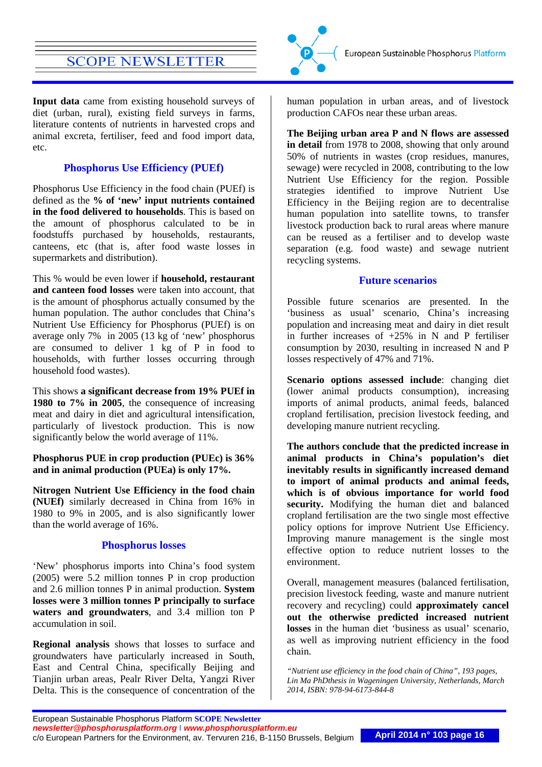**Input data** came from existing household surveys of diet (urban, rural), existing field surveys in farms, literature contents of nutrients in harvested crops and animal excreta, fertiliser, feed and food import data, etc.

## Phosphorus Use Efficiency (PUEf)

Phosphorus Use Efficiency in the food chain (PUEf) is defined as the **% of 'new' input nutrients contained in the food delivered to households**. This is based on the amount of phosphorus calculated to be in foodstuffs purchased by households, restaurants, canteens, etc (that is, after food waste losses in supermarkets and distribution).

This % would be even lower if **household, restaurant and canteen food losses** were taken into account, that is the amount of phosphorus actually consumed by the human population. The author concludes that China's Nutrient Use Efficiency for Phosphorus (PUEf) is on average only 7% in 2005 (13 kg of 'new' phosphorus are consumed to deliver 1 kg of P in food to households, with further losses occurring through household food wastes).

This shows **a significant decrease from 19% PUEf in 1980 to 7% in 2005**, the consequence of increasing meat and dairy in diet and agricultural intensification, particularly of livestock production. This is now significantly below the world average of 11%.

**Phosphorus PUE in crop production (PUEc) is 36% and in animal production (PUEa) is only 17%.**

**Nitrogen Nutrient Use Efficiency in the food chain (NUEf)** similarly decreased in China from 16% in 1980 to 9% in 2005, and is also significantly lower than the world average of 16%.

## Phosphorus losses

'New' phosphorus imports into China's food system (2005) were 5.2 million tonnes P in crop production and 2.6 million tonnes P in animal production. **System losses were 3 million tonnes P principally to surface waters and groundwaters**, and 3.4 million ton P accumulation in soil.

**Regional analysis** shows that losses to surface and groundwaters have particularly increased in South, East and Central China, specifically Beijing and Tianjin urban areas, Pealr River Delta, Yangzi River Delta. This is the consequence of concentration of the human population in urban areas, and of livestock production CAFOs near these urban areas.

**The Beijing urban area P and N flows are assessed in detail** from 1978 to 2008, showing that only around 50% of nutrients in wastes (crop residues, manures, sewage) were recycled in 2008, contributing to the low Nutrient Use Efficiency for the region. Possible strategies identified to improve Nutrient Use Efficiency in the Beijing region are to decentralise human population into satellite towns, to transfer livestock production back to rural areas where manure can be reused as a fertiliser and to develop waste separation (e.g. food waste) and sewage nutrient recycling systems.

## Future scenarios

Possible future scenarios are presented. In the 'business as usual' scenario, China's increasing population and increasing meat and dairy in diet result in further increases of +25% in N and P fertiliser consumption by 2030, resulting in increased N and P losses respectively of 47% and 71%.

**Scenario options assessed include**: changing diet (lower animal products consumption), increasing imports of animal products, animal feeds, balanced cropland fertilisation, precision livestock feeding, and developing manure nutrient recycling.

**The authors conclude that the predicted increase in animal products in China's population's diet inevitably results in significantly increased demand to import of animal products and animal feeds, which is of obvious importance for world food security.** Modifying the human diet and balanced cropland fertilisation are the two single most effective policy options for improve Nutrient Use Efficiency. Improving manure management is the single most effective option to reduce nutrient losses to the environment.

Overall, management measures (balanced fertilisation, precision livestock feeding, waste and manure nutrient recovery and recycling) could **approximately cancel out the otherwise predicted increased nutrient losses** in the human diet 'business as usual' scenario, as well as improving nutrient efficiency in the food chain.

*"Nutrient use efficiency in the food chain of China", 193 pages, Lin Ma PhDthesis in Wageningen University, Netherlands, March 2014, ISBN: 978-94-6173-844-8*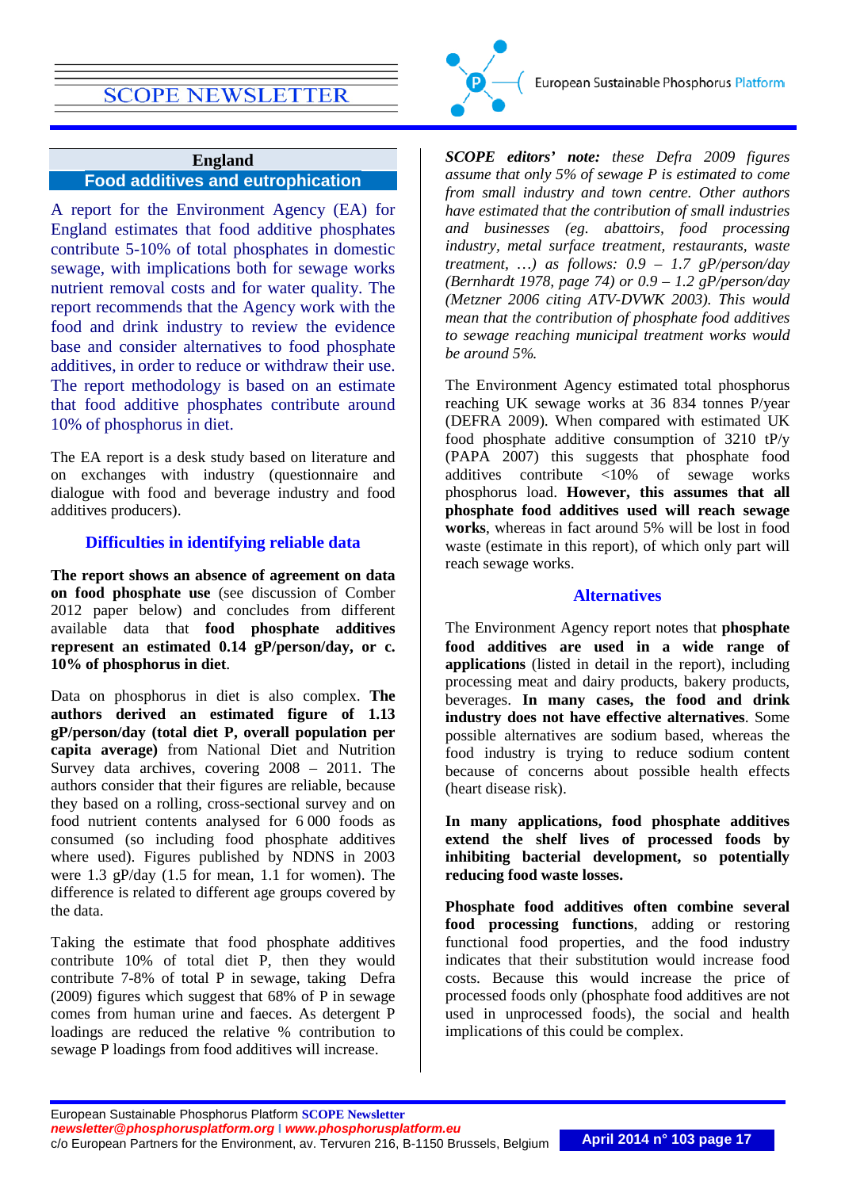## England

### Food additives and eutrophication

A report for the Environment Agency (EA) for England estimates that food additive phosphates contribute 5-10% of total phosphates in domestic sewage, with implications both for sewage works nutrient removal costs and for water quality. The report recommends that the Agency work with the food and drink industry to review the evidence base and consider alternatives to food phosphate additives, in order to reduce or withdraw their use. The report methodology is based on an estimate that food additive phosphates contribute around 10% of phosphorus in diet.

The EA report is a desk study based on literature and on exchanges with industry (questionnaire and dialogue with food and beverage industry and food additives producers).

#### Difficulties in identifying reliable data

**The report shows an absence of agreement on data on food phosphate use** (see discussion of Comber 2012 paper below) and concludes from different available data that **food phosphate additives represent an estimated 0.14 gP/person/day, or c. 10% of phosphorus in diet**.

Data on phosphorus in diet is also complex. **The authors derived an estimated figure of 1.13 gP/person/day (total diet P, overall population per capita average)** from National Diet and Nutrition Survey data archives, covering 2008 – 2011. The authors consider that their figures are reliable, because they based on a rolling, cross-sectional survey and on food nutrient contents analysed for 6 000 foods as consumed (so including food phosphate additives where used). Figures published by NDNS in 2003 were 1.3 gP/day (1.5 for mean, 1.1 for women). The difference is related to different age groups covered by the data.

Taking the estimate that food phosphate additives contribute 10% of total diet P, then they would contribute 7-8% of total P in sewage, taking Defra (2009) figures which suggest that 68% of P in sewage comes from human urine and faeces. As detergent P loadings are reduced the relative % contribution to sewage P loadings from food additives will increase.

***SCOPE editors' note:*** *these Defra 2009 figures assume that only 5% of sewage P is estimated to come from small industry and town centre. Other authors have estimated that the contribution of small industries and businesses (eg. abattoirs, food processing industry, metal surface treatment, restaurants, waste treatment, …) as follows: 0.9 – 1.7 gP/person/day (Bernhardt 1978, page 74) or 0.9 – 1.2 gP/person/day (Metzner 2006 citing ATV-DVWK 2003). This would mean that the contribution of phosphate food additives to sewage reaching municipal treatment works would be around 5%.*

The Environment Agency estimated total phosphorus reaching UK sewage works at 36 834 tonnes P/year (DEFRA 2009). When compared with estimated UK food phosphate additive consumption of 3210 tP/y (PAPA 2007) this suggests that phosphate food additives contribute <10% of sewage works phosphorus load. **However, this assumes that all phosphate food additives used will reach sewage works**, whereas in fact around 5% will be lost in food waste (estimate in this report), of which only part will reach sewage works.

#### Alternatives

The Environment Agency report notes that **phosphate food additives are used in a wide range of applications** (listed in detail in the report), including processing meat and dairy products, bakery products, beverages. **In many cases, the food and drink industry does not have effective alternatives**. Some possible alternatives are sodium based, whereas the food industry is trying to reduce sodium content because of concerns about possible health effects (heart disease risk).

**In many applications, food phosphate additives extend the shelf lives of processed foods by inhibiting bacterial development, so potentially reducing food waste losses.**

**Phosphate food additives often combine several food processing functions**, adding or restoring functional food properties, and the food industry indicates that their substitution would increase food costs. Because this would increase the price of processed foods only (phosphate food additives are not used in unprocessed foods), the social and health implications of this could be complex.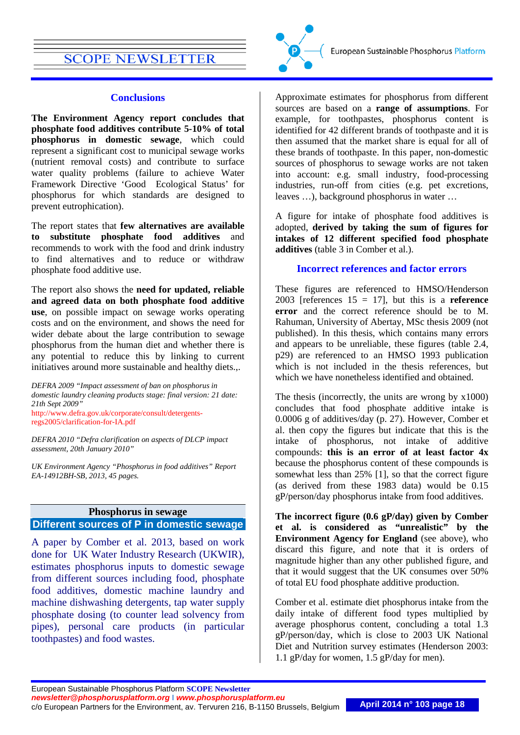## Conclusions

**The Environment Agency report concludes that phosphate food additives contribute 5-10% of total phosphorus in domestic sewage**, which could represent a significant cost to municipal sewage works (nutrient removal costs) and contribute to surface water quality problems (failure to achieve Water Framework Directive 'Good Ecological Status' for phosphorus for which standards are designed to prevent eutrophication).

The report states that **few alternatives are available to substitute phosphate food additives** and recommends to work with the food and drink industry to find alternatives and to reduce or withdraw phosphate food additive use.

The report also shows the **need for updated, reliable and agreed data on both phosphate food additive use**, on possible impact on sewage works operating costs and on the environment, and shows the need for wider debate about the large contribution to sewage phosphorus from the human diet and whether there is any potential to reduce this by linking to current initiatives around more sustainable and healthy diets.,.

*DEFRA 2009 "Impact assessment of ban on phosphorus in domestic laundry cleaning products stage: final version: 21 date: 21th Sept 2009"* http://www.defra.gov.uk/corporate/consult/detergents-regs2005/clarification-for-IA.pdf

*DEFRA 2010 "Defra clarification on aspects of DLCP impact assessment, 20th January 2010"*

*UK Environment Agency "Phosphorus in food additives" Report EA-14912BH-SB, 2013, 45 pages.*

## Phosphorus in sewage

### Different sources of P in domestic sewage

A paper by Comber et al. 2013, based on work done for UK Water Industry Research (UKWIR), estimates phosphorus inputs to domestic sewage from different sources including food, phosphate food additives, domestic machine laundry and machine dishwashing detergents, tap water supply phosphate dosing (to counter lead solvency from pipes), personal care products (in particular toothpastes) and food wastes.

Approximate estimates for phosphorus from different sources are based on a **range of assumptions**. For example, for toothpastes, phosphorus content is identified for 42 different brands of toothpaste and it is then assumed that the market share is equal for all of these brands of toothpaste. In this paper, non-domestic sources of phosphorus to sewage works are not taken into account: e.g. small industry, food-processing industries, run-off from cities (e.g. pet excretions, leaves …), background phosphorus in water …

A figure for intake of phosphate food additives is adopted, **derived by taking the sum of figures for intakes of 12 different specified food phosphate additives** (table 3 in Comber et al.).

### Incorrect references and factor errors

These figures are referenced to HMSO/Henderson 2003 [references 15 = 17], but this is a **reference error** and the correct reference should be to M. Rahuman, University of Abertay, MSc thesis 2009 (not published). In this thesis, which contains many errors and appears to be unreliable, these figures (table 2.4, p29) are referenced to an HMSO 1993 publication which is not included in the thesis references, but which we have nonetheless identified and obtained.

The thesis (incorrectly, the units are wrong by x1000) concludes that food phosphate additive intake is 0.0006 g of additives/day (p. 27). However, Comber et al. then copy the figures but indicate that this is the intake of phosphorus, not intake of additive compounds: **this is an error of at least factor 4x** because the phosphorus content of these compounds is somewhat less than 25% [1], so that the correct figure (as derived from these 1983 data) would be 0.15 gP/person/day phosphorus intake from food additives.

**The incorrect figure (0.6 gP/day) given by Comber et al. is considered as "unrealistic" by the Environment Agency for England** (see above), who discard this figure, and note that it is orders of magnitude higher than any other published figure, and that it would suggest that the UK consumes over 50% of total EU food phosphate additive production.

Comber et al. estimate diet phosphorus intake from the daily intake of different food types multiplied by average phosphorus content, concluding a total 1.3 gP/person/day, which is close to 2003 UK National Diet and Nutrition survey estimates (Henderson 2003: 1.1 gP/day for women, 1.5 gP/day for men).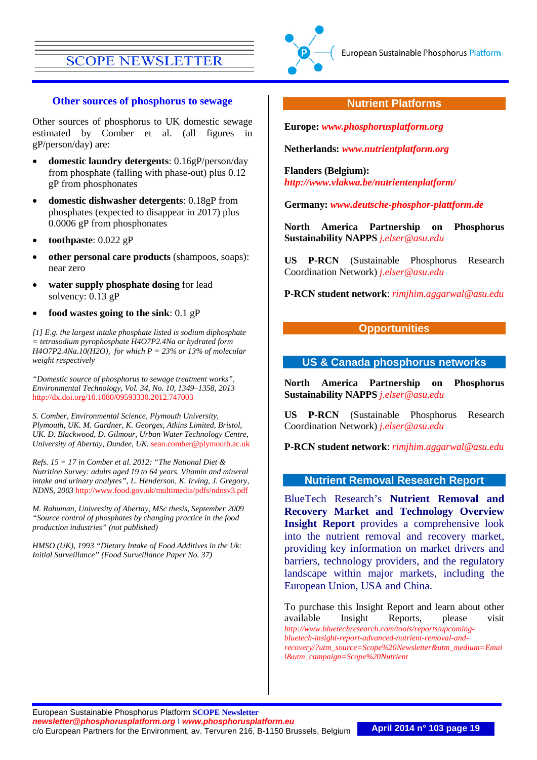## Other sources of phosphorus to sewage

Other sources of phosphorus to UK domestic sewage estimated by Comber et al. (all figures in gP/person/day) are:

- **domestic laundry detergents**: 0.16gP/person/day from phosphate (falling with phase-out) plus 0.12 gP from phosphonates
- **domestic dishwasher detergents**: 0.18gP from phosphates (expected to disappear in 2017) plus 0.0006 gP from phosphonates
- **toothpaste**: 0.022 gP
- **other personal care products** (shampoos, soaps): near zero
- **water supply phosphate dosing** for lead solvency: 0.13 gP
- **food wastes going to the sink**: 0.1 gP

*[1] E.g. the largest intake phosphate listed is sodium diphosphate = tetrasodium pyrophosphate $H_4O_7P_2.4Na$ or hydrated form $H_4O_7P_2.4Na.10(H_2O)$, for which P = 23% or 13% of molecular weight respectively*

*"Domestic source of phosphorus to sewage treatment works", Environmental Technology, Vol. 34, No. 10, 1349–1358, 2013* http://dx.doi.org/10.1080/09593330.2012.747003

*S. Comber, Environmental Science, Plymouth University, Plymouth, UK. M. Gardner, K. Georges, Atkins Limited, Bristol, UK. D. Blackwood, D. Gilmour, Urban Water Technology Centre, University of Abertay, Dundee, UK.* sean.comber@plymouth.ac.uk

*Refs. 15 = 17 in Comber et al. 2012: "The National Diet & Nutrition Survey: adults aged 19 to 64 years. Vitamin and mineral intake and urinary analytes", L. Henderson, K. Irving, J. Gregory, NDNS, 2003* http://www.food.gov.uk/multimedia/pdfs/ndnsv3.pdf

*M. Rahuman, University of Abertay, MSc thesis, September 2009 "Source control of phosphates by changing practice in the food production industries" (not published)*

*HMSO (UK), 1993 "Dietary Intake of Food Additives in the Uk: Initial Surveillance" (Food Surveillance Paper No. 37)*

## Nutrient Platforms

**Europe:** *www.phosphorusplatform.org*

**Netherlands:** *www.nutrientplatform.org*

**Flanders (Belgium):** *http://www.vlakwa.be/nutrientenplatform/*

**Germany:** *www.deutsche-phosphor-plattform.de*

**North America Partnership on Phosphorus Sustainability NAPPS** *j.elser@asu.edu*

**US P-RCN** (Sustainable Phosphorus Research Coordination Network) *j.elser@asu.edu*

**P-RCN student network**: *rimjhim.aggarwal@asu.edu*

## Opportunities

## US & Canada phosphorus networks

**North America Partnership on Phosphorus Sustainability NAPPS** *j.elser@asu.edu*

**US P-RCN** (Sustainable Phosphorus Research Coordination Network) *j.elser@asu.edu*

**P-RCN student network**: *rimjhim.aggarwal@asu.edu*

## Nutrient Removal Research Report

BlueTech Research's **Nutrient Removal and Recovery Market and Technology Overview Insight Report** provides a comprehensive look into the nutrient removal and recovery market, providing key information on market drivers and barriers, technology providers, and the regulatory landscape within major markets, including the European Union, USA and China.

To purchase this Insight Report and learn about other available Insight Reports, please visit *http://www.bluetechresearch.com/tools/reports/upcoming-bluetech-insight-report-advanced-nutrient-removal-and-recovery/?utm_source=Scope%20Newsletter&utm_medium=Email&utm_campaign=Scope%20Nutrient*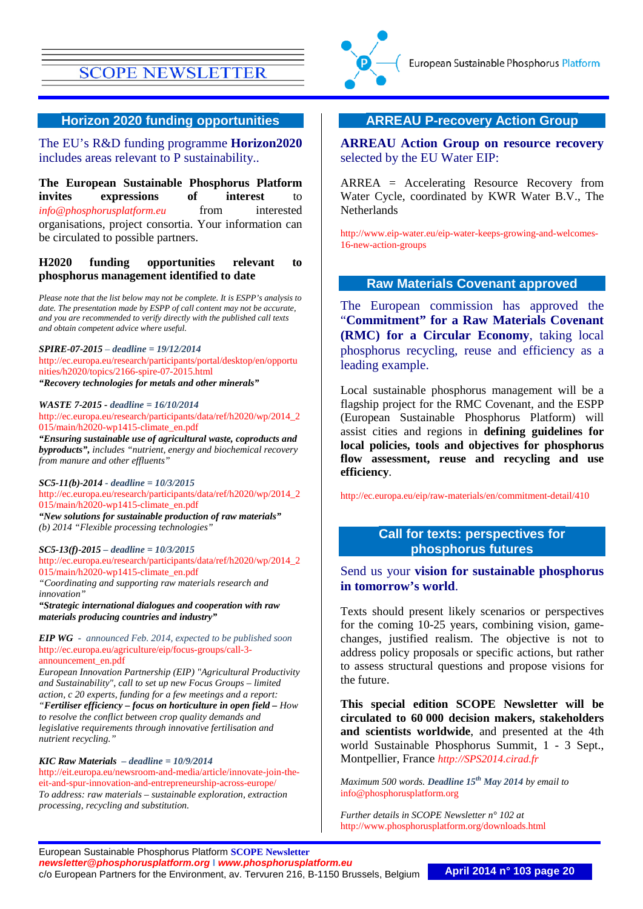## Horizon 2020 funding opportunities

The EU's R&D funding programme **Horizon2020** includes areas relevant to P sustainability..

**The European Sustainable Phosphorus Platform invites expressions of interest to** *info@phosphorusplatform.eu* from interested organisations, project consortia. Your information can be circulated to possible partners.

**H2020 funding opportunities relevant to phosphorus management identified to date**

*Please note that the list below may not be complete. It is ESPP's analysis to date. The presentation made by ESPP of call content may not be accurate, and you are recommended to verify directly with the published call texts and obtain competent advice where useful.*

***SPIRE-07-2015** – deadline = 19/12/2014*
http://ec.europa.eu/research/participants/portal/desktop/en/opportunities/h2020/topics/2166-spire-07-2015.html
***"Recovery technologies for metals and other minerals"***

***WASTE 7-2015** - deadline = 16/10/2014*
http://ec.europa.eu/research/participants/data/ref/h2020/wp/2014_2015/main/h2020-wp1415-climate_en.pdf
***"Ensuring sustainable use of agricultural waste, coproducts and byproducts",*** *includes "nutrient, energy and biochemical recovery from manure and other effluents"*

***SC5-11(b)-2014** - deadline = 10/3/2015*
http://ec.europa.eu/research/participants/data/ref/h2020/wp/2014_2015/main/h2020-wp1415-climate_en.pdf
***"New solutions for sustainable production of raw materials"*** *(b) 2014 "Flexible processing technologies"*

***SC5-13(f)-2015** – deadline = 10/3/2015*
http://ec.europa.eu/research/participants/data/ref/h2020/wp/2014_2015/main/h2020-wp1415-climate_en.pdf
*"Coordinating and supporting raw materials research and innovation"*
***"Strategic international dialogues and cooperation with raw materials producing countries and industry"***

***EIP WG** - announced Feb. 2014, expected to be published soon*
http://ec.europa.eu/agriculture/eip/focus-groups/call-3-announcement_en.pdf
*European Innovation Partnership (EIP) "Agricultural Productivity and Sustainability", call to set up new Focus Groups – limited action, c 20 experts, funding for a few meetings and a report: "**Fertiliser efficiency – focus on horticulture in open field** – How to resolve the conflict between crop quality demands and legislative requirements through innovative fertilisation and nutrient recycling."*

***KIC Raw Materials** – deadline = 10/9/2014*
http://eit.europa.eu/newsroom-and-media/article/innovate-join-the-eit-and-spur-innovation-and-entrepreneurship-across-europe/
*To address: raw materials – sustainable exploration, extraction processing, recycling and substitution.*

## ARREAU P-recovery Action Group

**ARREAU Action Group on resource recovery** selected by the EU Water EIP:

ARREA = Accelerating Resource Recovery from Water Cycle, coordinated by KWR Water B.V., The Netherlands

http://www.eip-water.eu/eip-water-keeps-growing-and-welcomes-16-new-action-groups

## Raw Materials Covenant approved

The European commission has approved the "**Commitment" for a Raw Materials Covenant (RMC) for a Circular Economy**, taking local phosphorus recycling, reuse and efficiency as a leading example.

Local sustainable phosphorus management will be a flagship project for the RMC Covenant, and the ESPP (European Sustainable Phosphorus Platform) will assist cities and regions in **defining guidelines for local policies, tools and objectives for phosphorus flow assessment, reuse and recycling and use efficiency**.

http://ec.europa.eu/eip/raw-materials/en/commitment-detail/410

## Call for texts: perspectives for phosphorus futures

Send us your **vision for sustainable phosphorus in tomorrow's world**.

Texts should present likely scenarios or perspectives for the coming 10-25 years, combining vision, game-changes, justified realism. The objective is not to address policy proposals or specific actions, but rather to assess structural questions and propose visions for the future.

**This special edition SCOPE Newsletter will be circulated to 60 000 decision makers, stakeholders and scientists worldwide**, and presented at the 4th world Sustainable Phosphorus Summit, 1 - 3 Sept., Montpellier, France *http://SPS2014.cirad.fr*

*Maximum 500 words.* ***Deadline 15th May 2014*** *by email to* info@phosphorusplatform.org

*Further details in SCOPE Newsletter n° 102 at* http://www.phosphorusplatform.org/downloads.html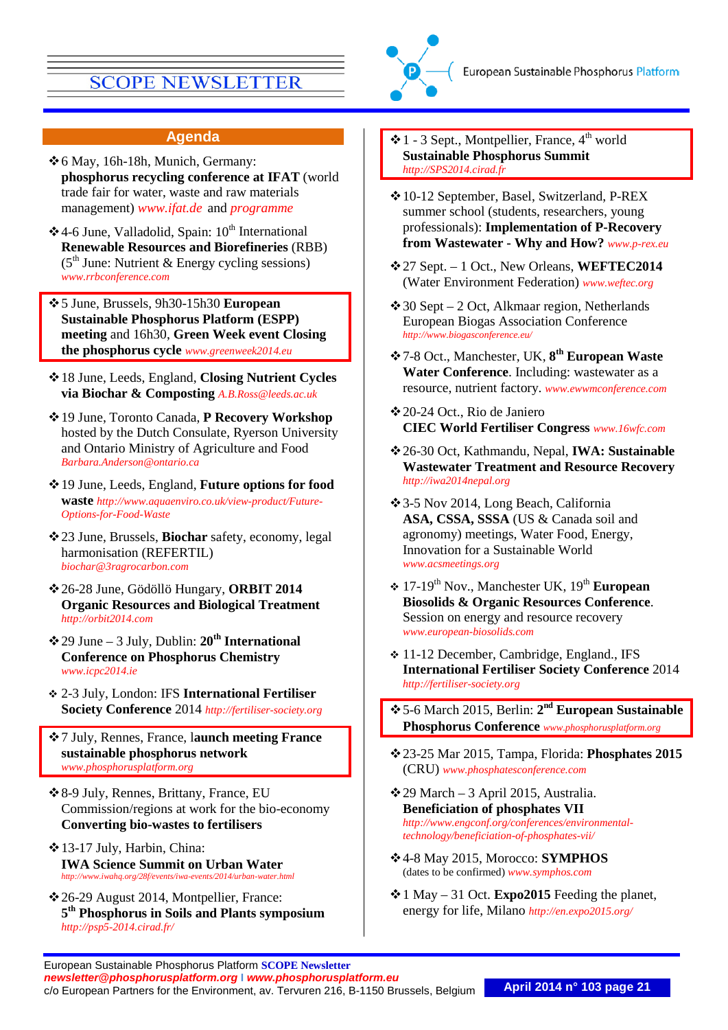# SCOPE NEWSLETTER

European Sustainable Phosphorus Platform

## Agenda

- 6 May, 16h-18h, Munich, Germany: **phosphorus recycling conference at IFAT** (world trade fair for water, waste and raw materials management) *www.ifat.de* and *programme*
- 4-6 June, Valladolid, Spain: 10th International **Renewable Resources and Biorefineries** (RBB) (5th June: Nutrient & Energy cycling sessions) *www.rrbconference.com*
- 5 June, Brussels, 9h30-15h30 **European Sustainable Phosphorus Platform (ESPP) meeting** and 16h30, **Green Week event Closing the phosphorus cycle** *www.greenweek2014.eu*
- 18 June, Leeds, England, **Closing Nutrient Cycles via Biochar & Composting** *A.B.Ross@leeds.ac.uk*
- 19 June, Toronto Canada, **P Recovery Workshop** hosted by the Dutch Consulate, Ryerson University and Ontario Ministry of Agriculture and Food *Barbara.Anderson@ontario.ca*
- 19 June, Leeds, England, **Future options for food waste** *http://www.aquaenviro.co.uk/view-product/Future-Options-for-Food-Waste*
- 23 June, Brussels, **Biochar** safety, economy, legal harmonisation (REFERTIL) *biochar@3ragrocarbon.com*
- 26-28 June, Gödöllö Hungary, **ORBIT 2014 Organic Resources and Biological Treatment** *http://orbit2014.com*
- 29 June – 3 July, Dublin: **20th International Conference on Phosphorus Chemistry** *www.icpc2014.ie*
- 2-3 July, London: IFS **International Fertiliser Society Conference** 2014 *http://fertiliser-society.org*
- 7 July, Rennes, France, l**aunch meeting France sustainable phosphorus network** *www.phosphorusplatform.org*
- 8-9 July, Rennes, Brittany, France, EU Commission/regions at work for the bio-economy **Converting bio-wastes to fertilisers**
- 13-17 July, Harbin, China: **IWA Science Summit on Urban Water** *http://www.iwahq.org/28f/events/iwa-events/2014/urban-water.html*
- 26-29 August 2014, Montpellier, France: **5th Phosphorus in Soils and Plants symposium** *http://psp5-2014.cirad.fr/*
- 1 - 3 Sept., Montpellier, France, 4th world **Sustainable Phosphorus Summit** *http://SPS2014.cirad.fr*
- 10-12 September, Basel, Switzerland, P-REX summer school (students, researchers, young professionals): **Implementation of P-Recovery from Wastewater - Why and How?** *www.p-rex.eu*
- 27 Sept. – 1 Oct., New Orleans, **WEFTEC2014** (Water Environment Federation) *www.weftec.org*
- 30 Sept – 2 Oct, Alkmaar region, Netherlands European Biogas Association Conference *http://www.biogasconference.eu/*
- 7-8 Oct., Manchester, UK, **8th European Waste Water Conference**. Including: wastewater as a resource, nutrient factory. *www.ewwmconference.com*
- 20-24 Oct., Rio de Janiero **CIEC World Fertiliser Congress** *www.16wfc.com*
- 26-30 Oct, Kathmandu, Nepal, **IWA: Sustainable Wastewater Treatment and Resource Recovery** *http://iwa2014nepal.org*
- 3-5 Nov 2014, Long Beach, California **ASA, CSSA, SSSA** (US & Canada soil and agronomy) meetings, Water Food, Energy, Innovation for a Sustainable World *www.acsmeetings.org*
- 17-19th Nov., Manchester UK, 19th **European Biosolids & Organic Resources Conference**. Session on energy and resource recovery *www.european-biosolids.com*
- 11-12 December, Cambridge, England., IFS **International Fertiliser Society Conference** 2014 *http://fertiliser-society.org*
- 5-6 March 2015, Berlin: **2nd European Sustainable Phosphorus Conference** *www.phosphorusplatform.org*
- 23-25 Mar 2015, Tampa, Florida: **Phosphates 2015** (CRU) *www.phosphatesconference.com*
- 29 March – 3 April 2015, Australia. **Beneficiation of phosphates VII** *http://www.engconf.org/conferences/environmental-technology/beneficiation-of-phosphates-vii/*
- 4-8 May 2015, Morocco: **SYMPHOS** (dates to be confirmed) *www.symphos.com*
- 1 May – 31 Oct. **Expo2015** Feeding the planet, energy for life, Milano *http://en.expo2015.org/*

European Sustainable Phosphorus Platform **SCOPE Newsletter**
*newsletter@phosphorusplatform.org* | *www.phosphorusplatform.eu*
c/o European Partners for the Environment, av. Tervuren 216, B-1150 Brussels, Belgium

**April 2014 n° 103**